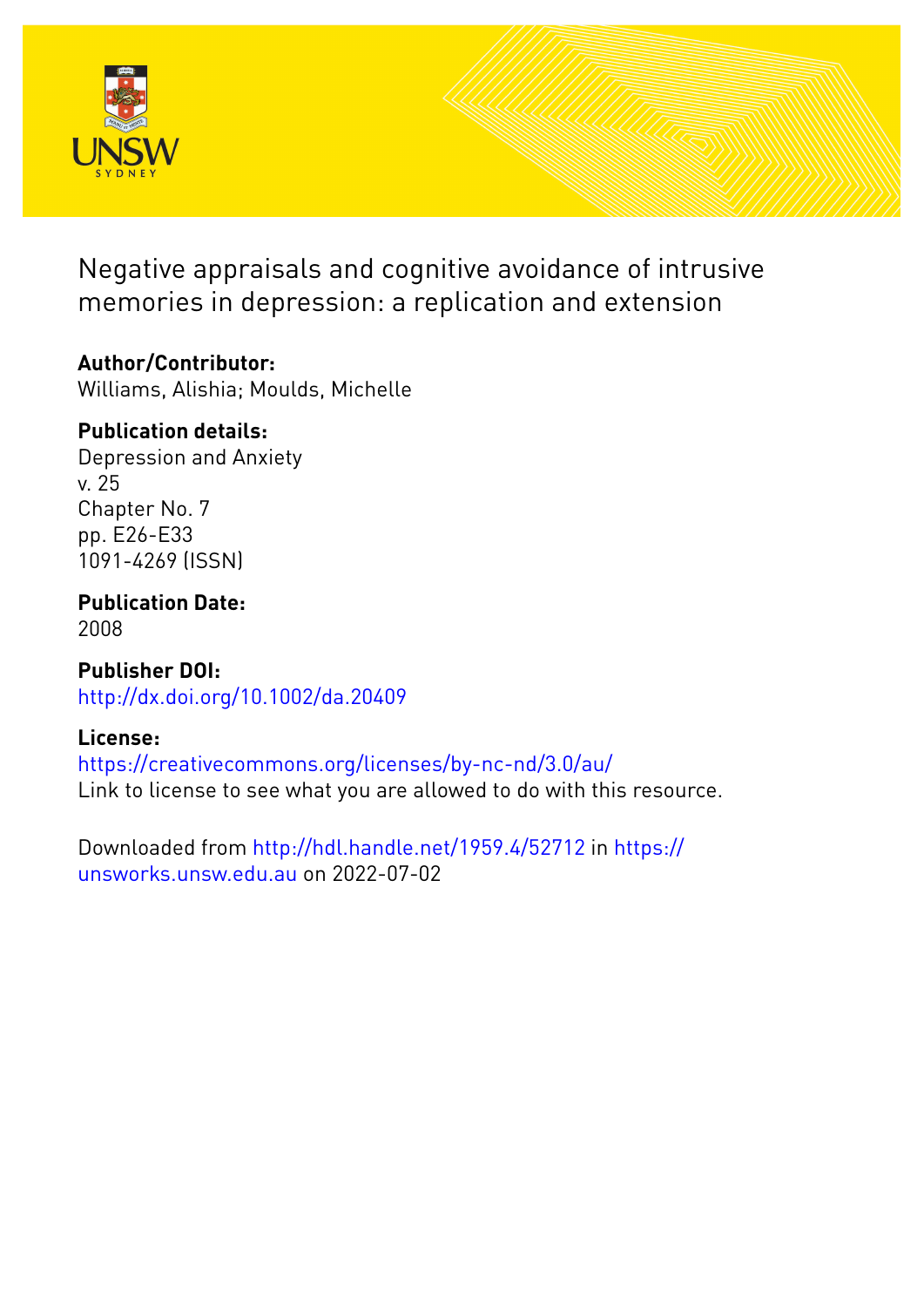# Negative appraisals and cognitive avoidance of intrusive memories in depression: a replication and extension

**Author/Contributor:**
Williams, Alishia; Moulds, Michelle

**Publication details:**
Depression and Anxiety
v. 25
Chapter No. 7
pp. E26-E33
1091-4269 (ISSN)

**Publication Date:**
2008

**Publisher DOI:**
http://dx.doi.org/10.1002/da.20409

**License:**
https://creativecommons.org/licenses/by-nc-nd/3.0/au/
Link to license to see what you are allowed to do with this resource.

Downloaded from http://hdl.handle.net/1959.4/52712 in https://unsworks.unsw.edu.au on 2022-07-02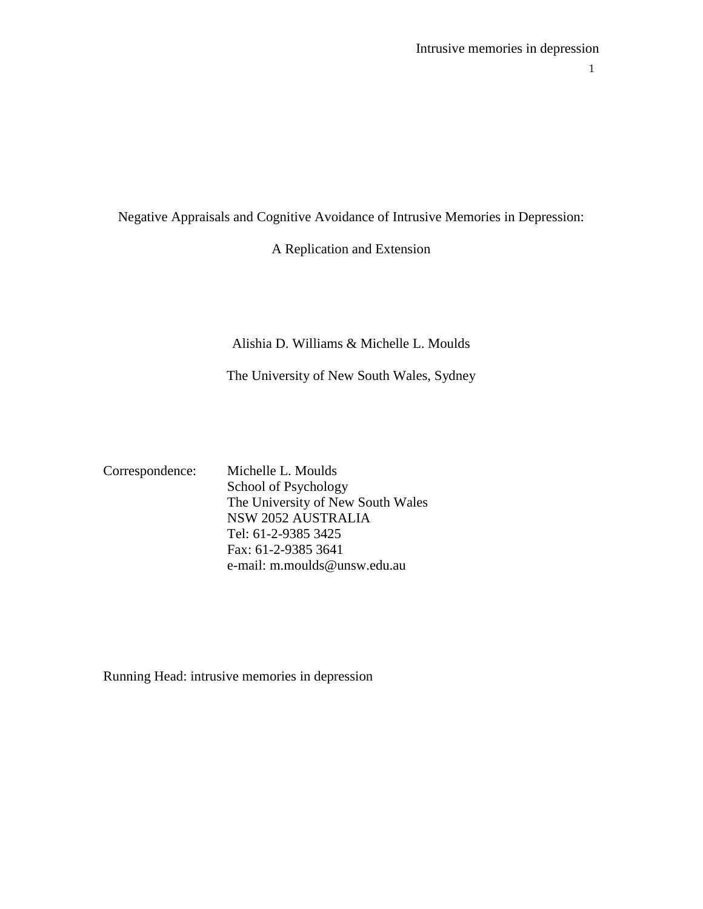# Negative Appraisals and Cognitive Avoidance of Intrusive Memories in Depression: A Replication and Extension

Alishia D. Williams & Michelle L. Moulds

The University of New South Wales, Sydney

Correspondence: Michelle L. Moulds
School of Psychology
The University of New South Wales
NSW 2052 AUSTRALIA
Tel: 61-2-9385 3425
Fax: 61-2-9385 3641
e-mail: m.moulds@unsw.edu.au

Running Head: intrusive memories in depression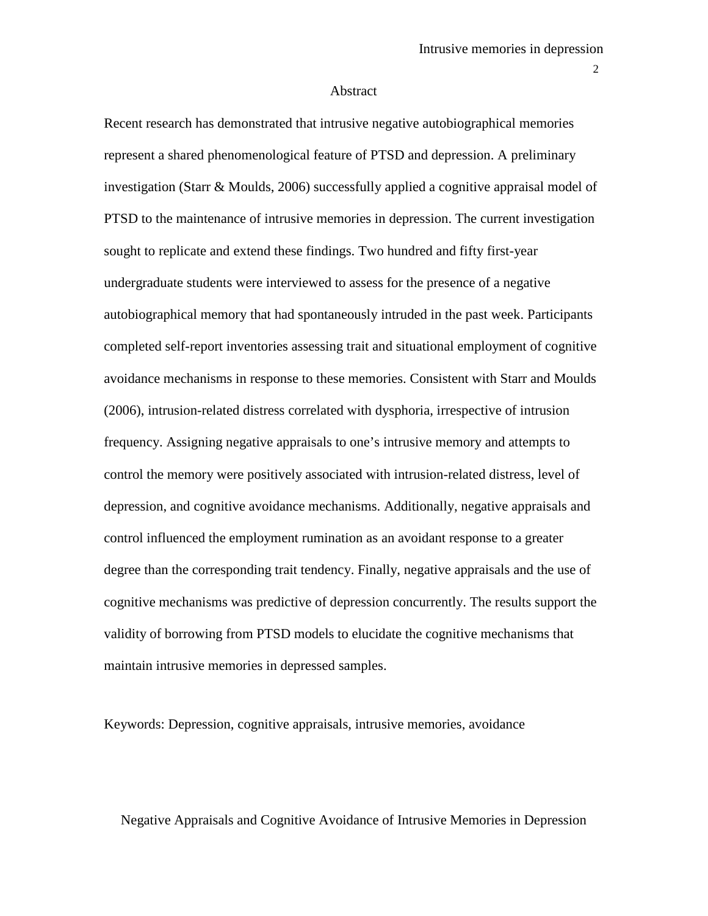## Abstract

Recent research has demonstrated that intrusive negative autobiographical memories represent a shared phenomenological feature of PTSD and depression. A preliminary investigation (Starr & Moulds, 2006) successfully applied a cognitive appraisal model of PTSD to the maintenance of intrusive memories in depression. The current investigation sought to replicate and extend these findings. Two hundred and fifty first-year undergraduate students were interviewed to assess for the presence of a negative autobiographical memory that had spontaneously intruded in the past week. Participants completed self-report inventories assessing trait and situational employment of cognitive avoidance mechanisms in response to these memories. Consistent with Starr and Moulds (2006), intrusion-related distress correlated with dysphoria, irrespective of intrusion frequency. Assigning negative appraisals to one's intrusive memory and attempts to control the memory were positively associated with intrusion-related distress, level of depression, and cognitive avoidance mechanisms. Additionally, negative appraisals and control influenced the employment rumination as an avoidant response to a greater degree than the corresponding trait tendency. Finally, negative appraisals and the use of cognitive mechanisms was predictive of depression concurrently. The results support the validity of borrowing from PTSD models to elucidate the cognitive mechanisms that maintain intrusive memories in depressed samples.

Keywords: Depression, cognitive appraisals, intrusive memories, avoidance

# Negative Appraisals and Cognitive Avoidance of Intrusive Memories in Depression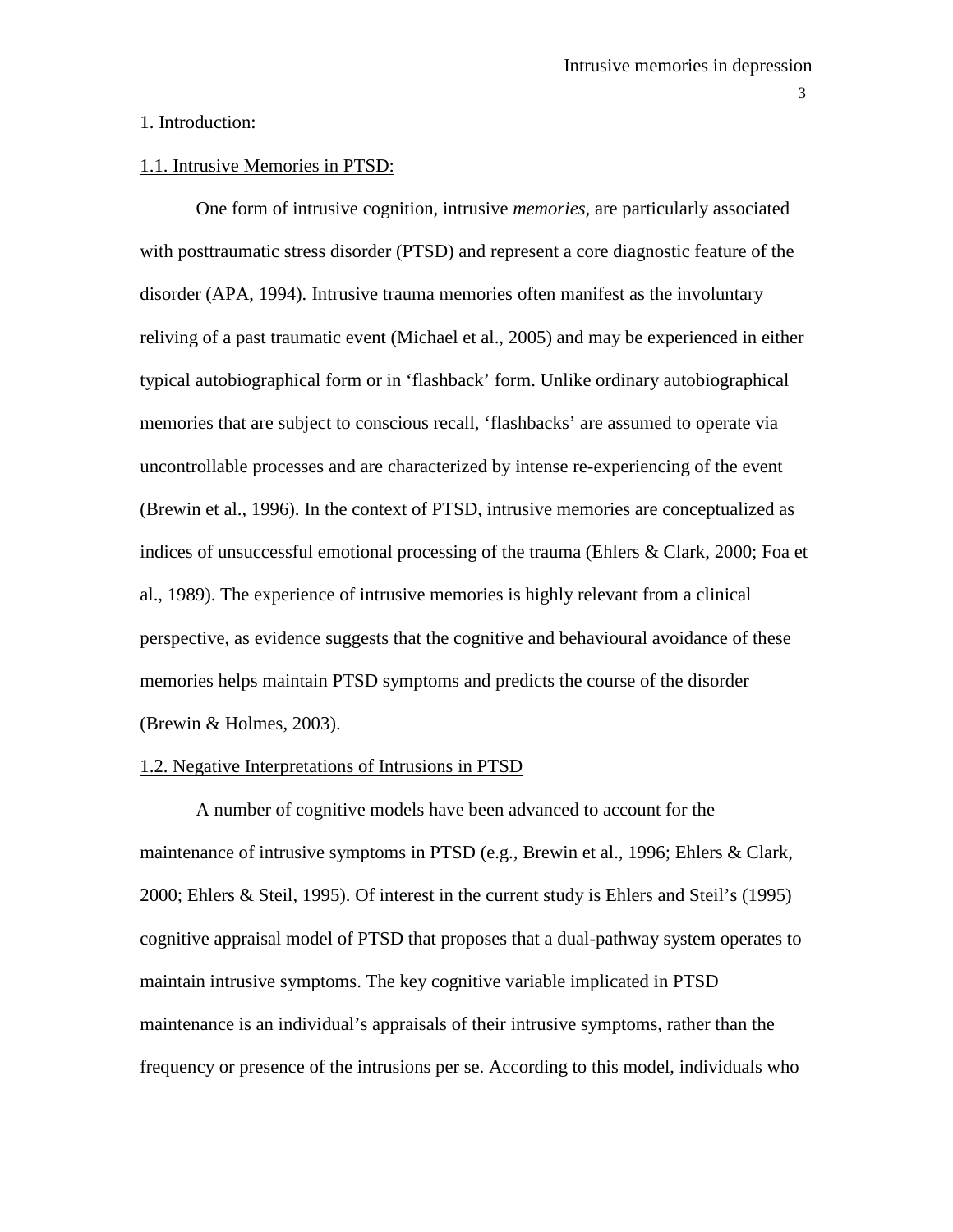## 1. Introduction:

### 1.1. Intrusive Memories in PTSD:

One form of intrusive cognition, intrusive *memories*, are particularly associated with posttraumatic stress disorder (PTSD) and represent a core diagnostic feature of the disorder (APA, 1994). Intrusive trauma memories often manifest as the involuntary reliving of a past traumatic event (Michael et al., 2005) and may be experienced in either typical autobiographical form or in 'flashback' form. Unlike ordinary autobiographical memories that are subject to conscious recall, 'flashbacks' are assumed to operate via uncontrollable processes and are characterized by intense re-experiencing of the event (Brewin et al., 1996). In the context of PTSD, intrusive memories are conceptualized as indices of unsuccessful emotional processing of the trauma (Ehlers & Clark, 2000; Foa et al., 1989). The experience of intrusive memories is highly relevant from a clinical perspective, as evidence suggests that the cognitive and behavioural avoidance of these memories helps maintain PTSD symptoms and predicts the course of the disorder (Brewin & Holmes, 2003).

### 1.2. Negative Interpretations of Intrusions in PTSD

A number of cognitive models have been advanced to account for the maintenance of intrusive symptoms in PTSD (e.g., Brewin et al., 1996; Ehlers & Clark, 2000; Ehlers & Steil, 1995). Of interest in the current study is Ehlers and Steil's (1995) cognitive appraisal model of PTSD that proposes that a dual-pathway system operates to maintain intrusive symptoms. The key cognitive variable implicated in PTSD maintenance is an individual's appraisals of their intrusive symptoms, rather than the frequency or presence of the intrusions per se. According to this model, individuals who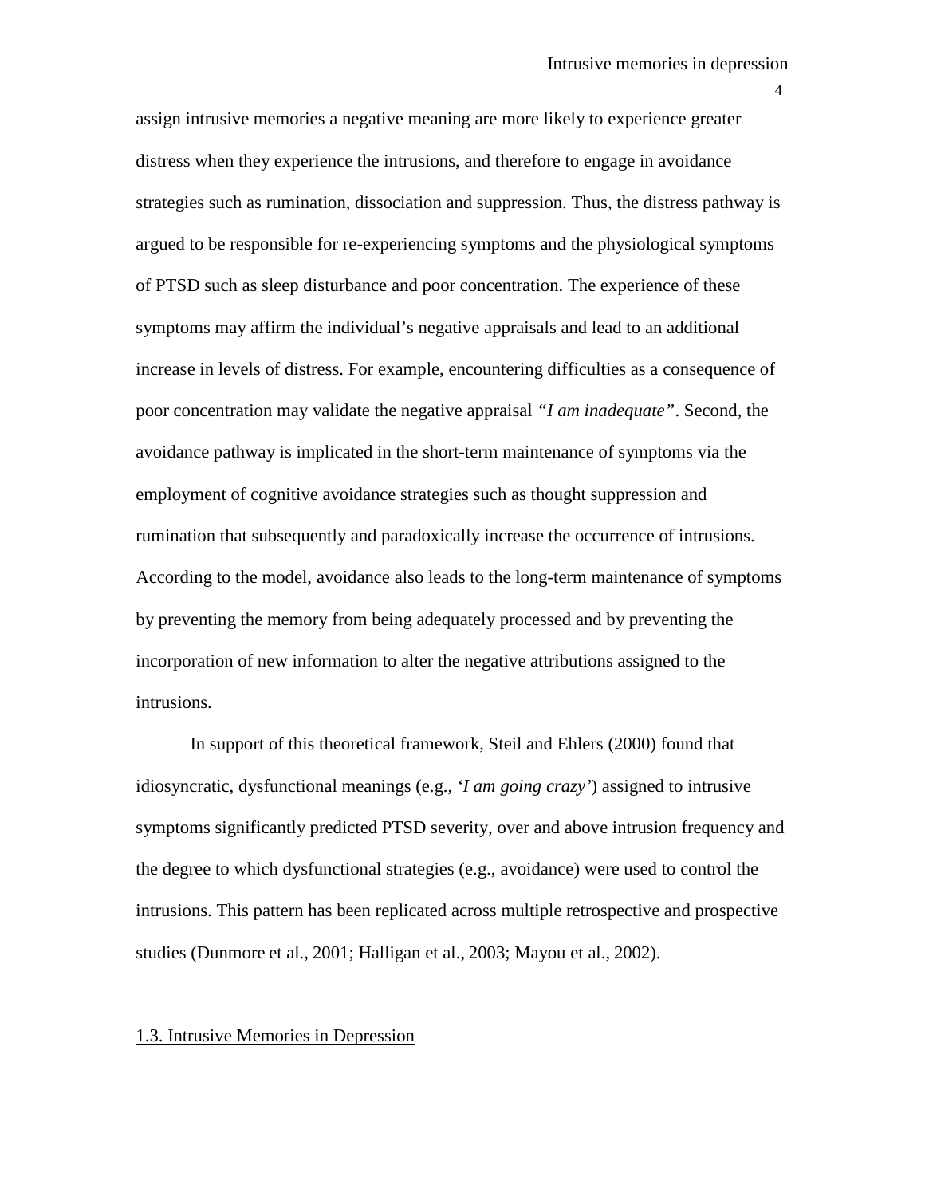assign intrusive memories a negative meaning are more likely to experience greater distress when they experience the intrusions, and therefore to engage in avoidance strategies such as rumination, dissociation and suppression. Thus, the distress pathway is argued to be responsible for re-experiencing symptoms and the physiological symptoms of PTSD such as sleep disturbance and poor concentration. The experience of these symptoms may affirm the individual's negative appraisals and lead to an additional increase in levels of distress. For example, encountering difficulties as a consequence of poor concentration may validate the negative appraisal *"I am inadequate"*. Second, the avoidance pathway is implicated in the short-term maintenance of symptoms via the employment of cognitive avoidance strategies such as thought suppression and rumination that subsequently and paradoxically increase the occurrence of intrusions. According to the model, avoidance also leads to the long-term maintenance of symptoms by preventing the memory from being adequately processed and by preventing the incorporation of new information to alter the negative attributions assigned to the intrusions.

In support of this theoretical framework, Steil and Ehlers (2000) found that idiosyncratic, dysfunctional meanings (e.g., *'I am going crazy'*) assigned to intrusive symptoms significantly predicted PTSD severity, over and above intrusion frequency and the degree to which dysfunctional strategies (e.g., avoidance) were used to control the intrusions. This pattern has been replicated across multiple retrospective and prospective studies (Dunmore et al., 2001; Halligan et al., 2003; Mayou et al., 2002).

## 1.3. Intrusive Memories in Depression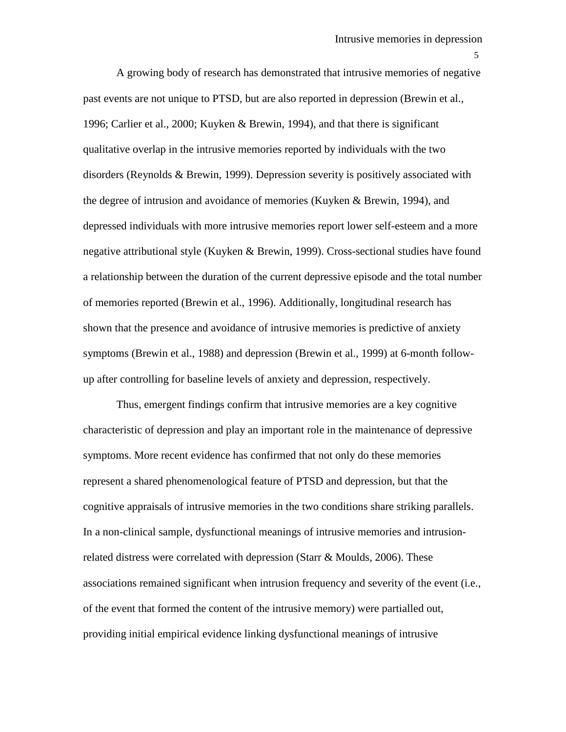A growing body of research has demonstrated that intrusive memories of negative past events are not unique to PTSD, but are also reported in depression (Brewin et al., 1996; Carlier et al., 2000; Kuyken & Brewin, 1994), and that there is significant qualitative overlap in the intrusive memories reported by individuals with the two disorders (Reynolds & Brewin, 1999). Depression severity is positively associated with the degree of intrusion and avoidance of memories (Kuyken & Brewin, 1994), and depressed individuals with more intrusive memories report lower self-esteem and a more negative attributional style (Kuyken & Brewin, 1999). Cross-sectional studies have found a relationship between the duration of the current depressive episode and the total number of memories reported (Brewin et al., 1996). Additionally, longitudinal research has shown that the presence and avoidance of intrusive memories is predictive of anxiety symptoms (Brewin et al., 1988) and depression (Brewin et al., 1999) at 6-month follow-up after controlling for baseline levels of anxiety and depression, respectively.

Thus, emergent findings confirm that intrusive memories are a key cognitive characteristic of depression and play an important role in the maintenance of depressive symptoms. More recent evidence has confirmed that not only do these memories represent a shared phenomenological feature of PTSD and depression, but that the cognitive appraisals of intrusive memories in the two conditions share striking parallels. In a non-clinical sample, dysfunctional meanings of intrusive memories and intrusion-related distress were correlated with depression (Starr & Moulds, 2006). These associations remained significant when intrusion frequency and severity of the event (i.e., of the event that formed the content of the intrusive memory) were partialled out, providing initial empirical evidence linking dysfunctional meanings of intrusive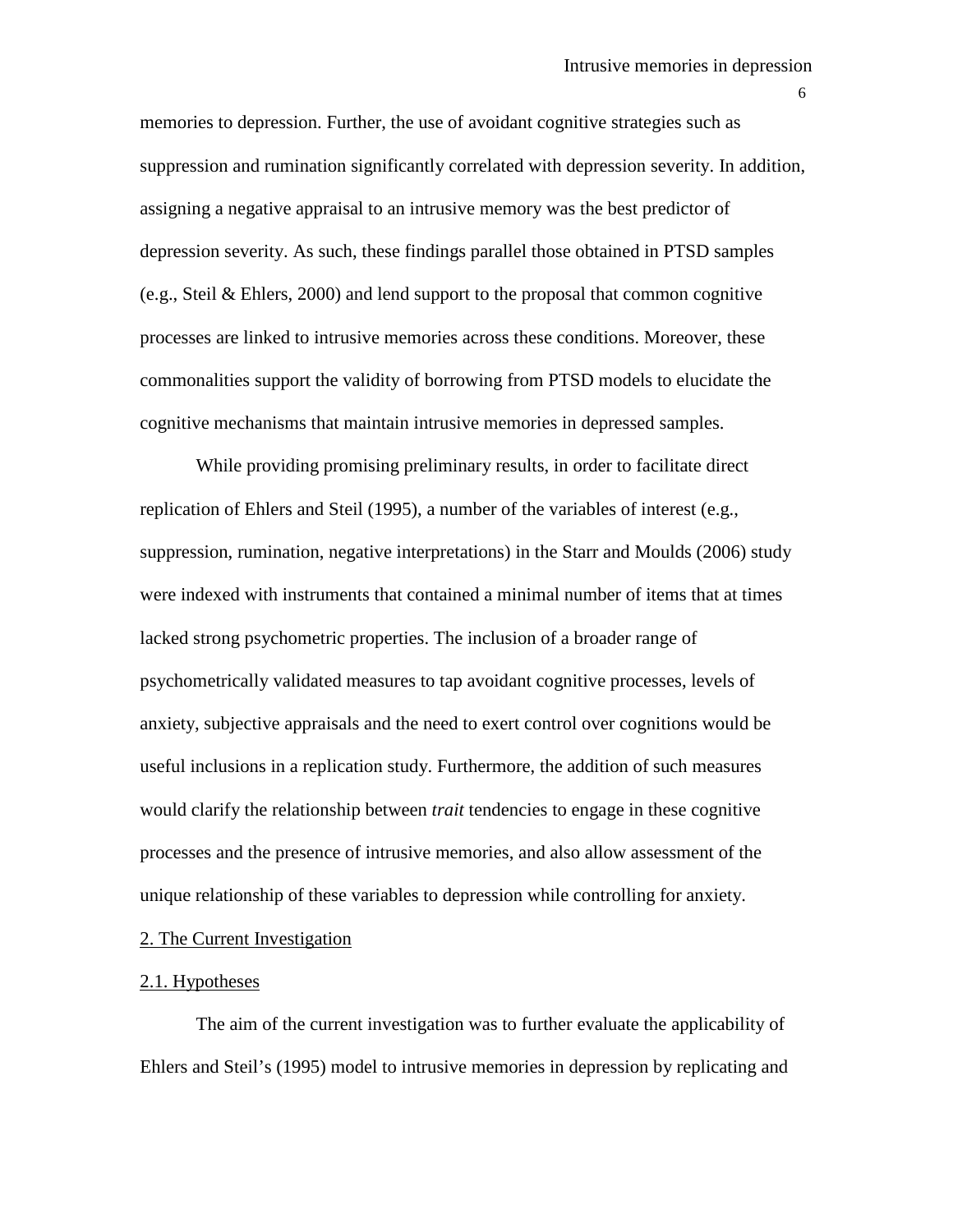memories to depression. Further, the use of avoidant cognitive strategies such as suppression and rumination significantly correlated with depression severity. In addition, assigning a negative appraisal to an intrusive memory was the best predictor of depression severity. As such, these findings parallel those obtained in PTSD samples (e.g., Steil & Ehlers, 2000) and lend support to the proposal that common cognitive processes are linked to intrusive memories across these conditions. Moreover, these commonalities support the validity of borrowing from PTSD models to elucidate the cognitive mechanisms that maintain intrusive memories in depressed samples.

While providing promising preliminary results, in order to facilitate direct replication of Ehlers and Steil (1995), a number of the variables of interest (e.g., suppression, rumination, negative interpretations) in the Starr and Moulds (2006) study were indexed with instruments that contained a minimal number of items that at times lacked strong psychometric properties. The inclusion of a broader range of psychometrically validated measures to tap avoidant cognitive processes, levels of anxiety, subjective appraisals and the need to exert control over cognitions would be useful inclusions in a replication study. Furthermore, the addition of such measures would clarify the relationship between *trait* tendencies to engage in these cognitive processes and the presence of intrusive memories, and also allow assessment of the unique relationship of these variables to depression while controlling for anxiety.

## 2. The Current Investigation

### 2.1. Hypotheses

The aim of the current investigation was to further evaluate the applicability of Ehlers and Steil's (1995) model to intrusive memories in depression by replicating and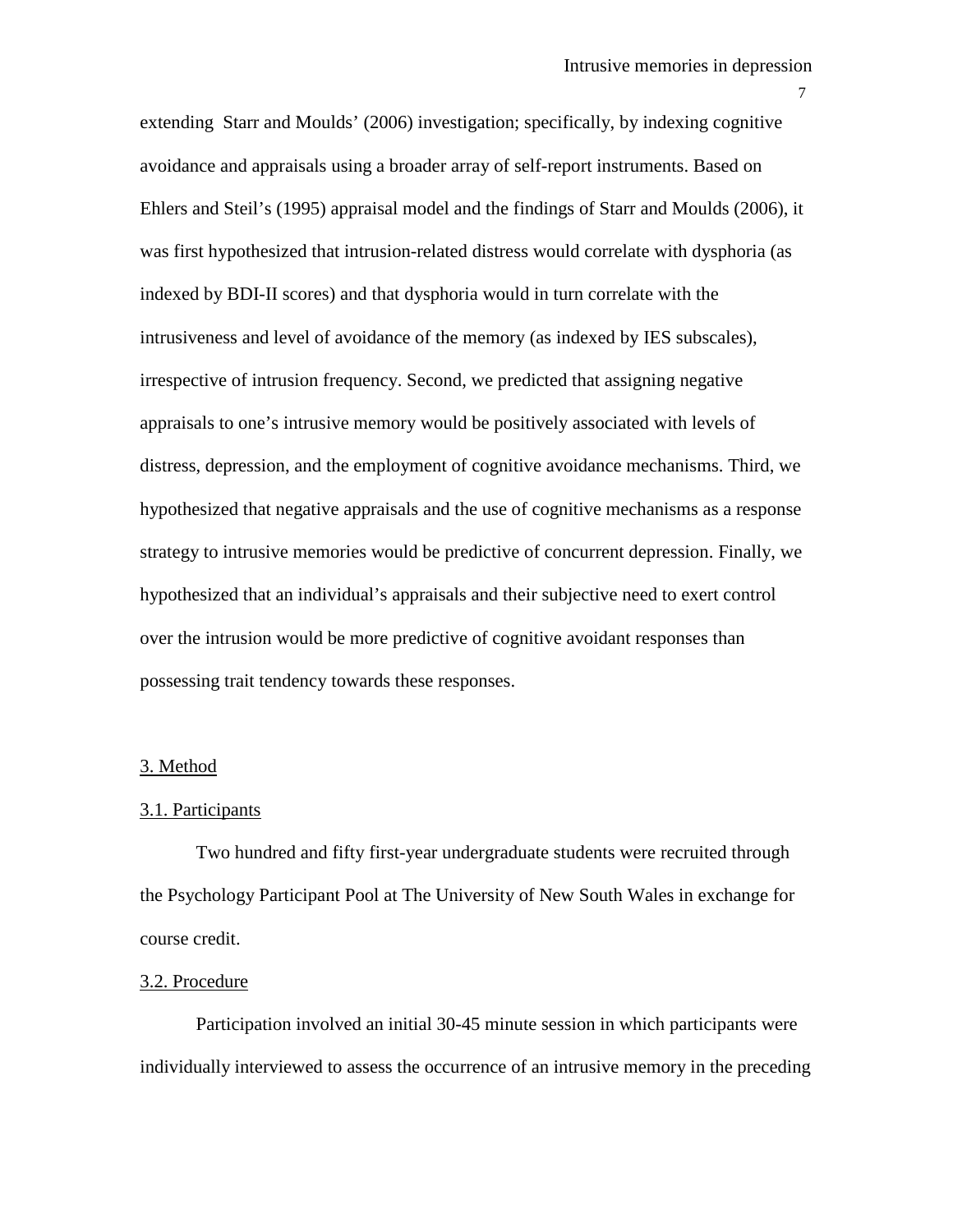extending  Starr and Moulds' (2006) investigation; specifically, by indexing cognitive avoidance and appraisals using a broader array of self-report instruments. Based on Ehlers and Steil's (1995) appraisal model and the findings of Starr and Moulds (2006), it was first hypothesized that intrusion-related distress would correlate with dysphoria (as indexed by BDI-II scores) and that dysphoria would in turn correlate with the intrusiveness and level of avoidance of the memory (as indexed by IES subscales), irrespective of intrusion frequency. Second, we predicted that assigning negative appraisals to one's intrusive memory would be positively associated with levels of distress, depression, and the employment of cognitive avoidance mechanisms. Third, we hypothesized that negative appraisals and the use of cognitive mechanisms as a response strategy to intrusive memories would be predictive of concurrent depression. Finally, we hypothesized that an individual's appraisals and their subjective need to exert control over the intrusion would be more predictive of cognitive avoidant responses than possessing trait tendency towards these responses.

## 3. Method

### 3.1. Participants

Two hundred and fifty first-year undergraduate students were recruited through the Psychology Participant Pool at The University of New South Wales in exchange for course credit.

### 3.2. Procedure

Participation involved an initial 30-45 minute session in which participants were individually interviewed to assess the occurrence of an intrusive memory in the preceding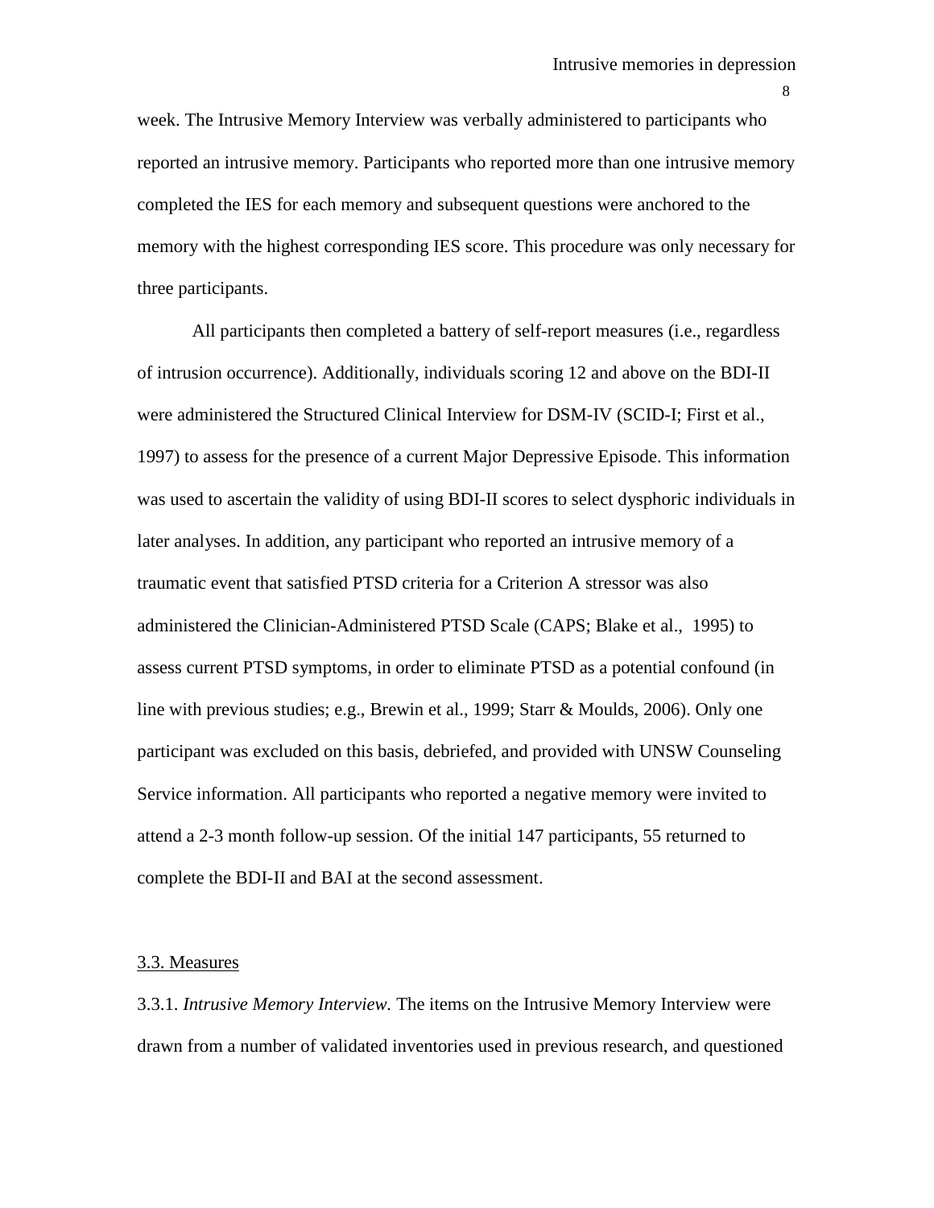week. The Intrusive Memory Interview was verbally administered to participants who reported an intrusive memory. Participants who reported more than one intrusive memory completed the IES for each memory and subsequent questions were anchored to the memory with the highest corresponding IES score. This procedure was only necessary for three participants.

All participants then completed a battery of self-report measures (i.e., regardless of intrusion occurrence). Additionally, individuals scoring 12 and above on the BDI-II were administered the Structured Clinical Interview for DSM-IV (SCID-I; First et al., 1997) to assess for the presence of a current Major Depressive Episode. This information was used to ascertain the validity of using BDI-II scores to select dysphoric individuals in later analyses. In addition, any participant who reported an intrusive memory of a traumatic event that satisfied PTSD criteria for a Criterion A stressor was also administered the Clinician-Administered PTSD Scale (CAPS; Blake et al., 1995) to assess current PTSD symptoms, in order to eliminate PTSD as a potential confound (in line with previous studies; e.g., Brewin et al., 1999; Starr & Moulds, 2006). Only one participant was excluded on this basis, debriefed, and provided with UNSW Counseling Service information. All participants who reported a negative memory were invited to attend a 2-3 month follow-up session. Of the initial 147 participants, 55 returned to complete the BDI-II and BAI at the second assessment.

## 3.3. Measures

3.3.1. *Intrusive Memory Interview.* The items on the Intrusive Memory Interview were drawn from a number of validated inventories used in previous research, and questioned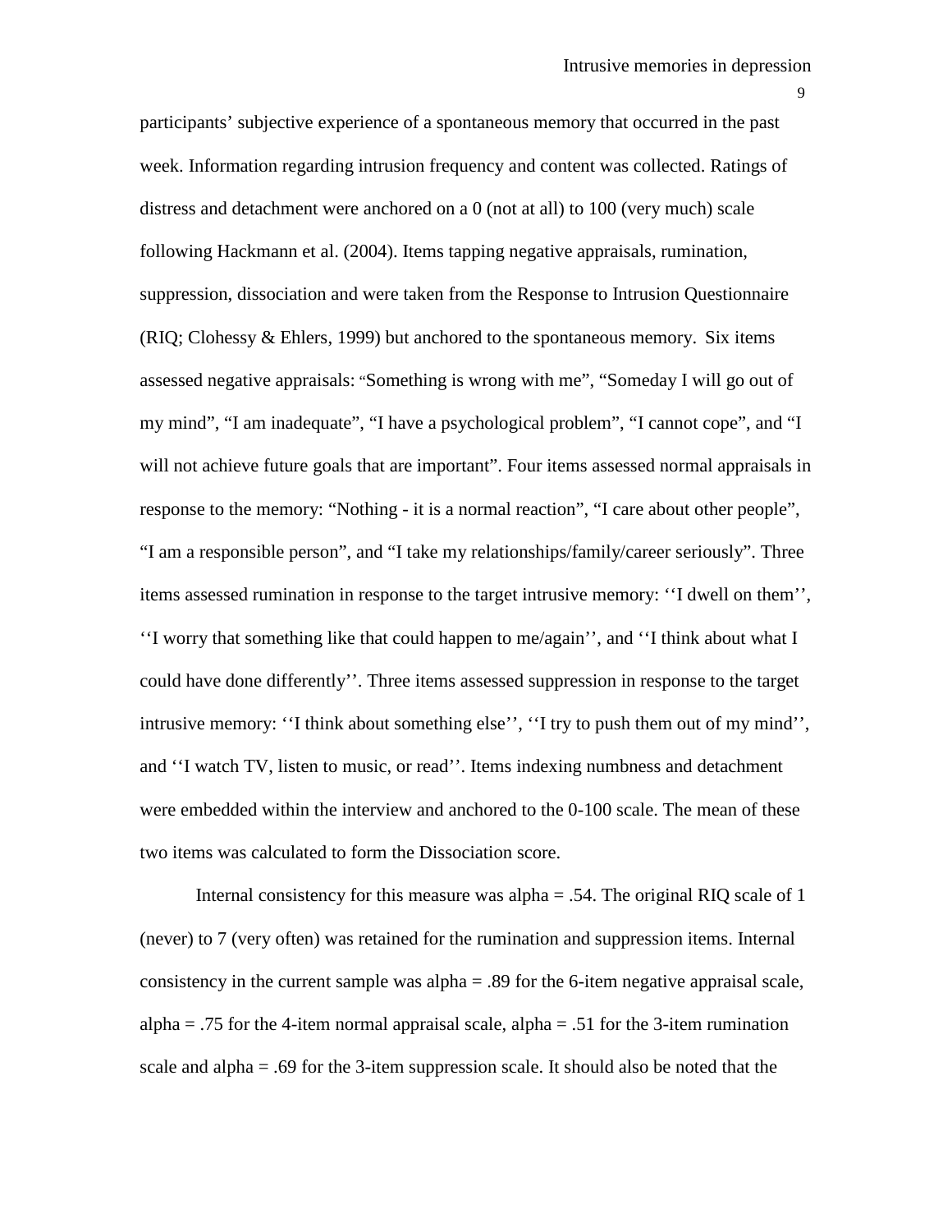participants' subjective experience of a spontaneous memory that occurred in the past week. Information regarding intrusion frequency and content was collected. Ratings of distress and detachment were anchored on a 0 (not at all) to 100 (very much) scale following Hackmann et al. (2004). Items tapping negative appraisals, rumination, suppression, dissociation and were taken from the Response to Intrusion Questionnaire (RIQ; Clohessy & Ehlers, 1999) but anchored to the spontaneous memory. Six items assessed negative appraisals: "Something is wrong with me", "Someday I will go out of my mind", "I am inadequate", "I have a psychological problem", "I cannot cope", and "I will not achieve future goals that are important". Four items assessed normal appraisals in response to the memory: "Nothing - it is a normal reaction", "I care about other people", "I am a responsible person", and "I take my relationships/family/career seriously". Three items assessed rumination in response to the target intrusive memory: ''I dwell on them'', ''I worry that something like that could happen to me/again'', and ''I think about what I could have done differently''. Three items assessed suppression in response to the target intrusive memory: ''I think about something else'', ''I try to push them out of my mind'', and ''I watch TV, listen to music, or read''. Items indexing numbness and detachment were embedded within the interview and anchored to the 0-100 scale. The mean of these two items was calculated to form the Dissociation score.

Internal consistency for this measure was alpha = .54. The original RIQ scale of 1 (never) to 7 (very often) was retained for the rumination and suppression items. Internal consistency in the current sample was alpha = .89 for the 6-item negative appraisal scale, alpha = .75 for the 4-item normal appraisal scale, alpha = .51 for the 3-item rumination scale and alpha = .69 for the 3-item suppression scale. It should also be noted that the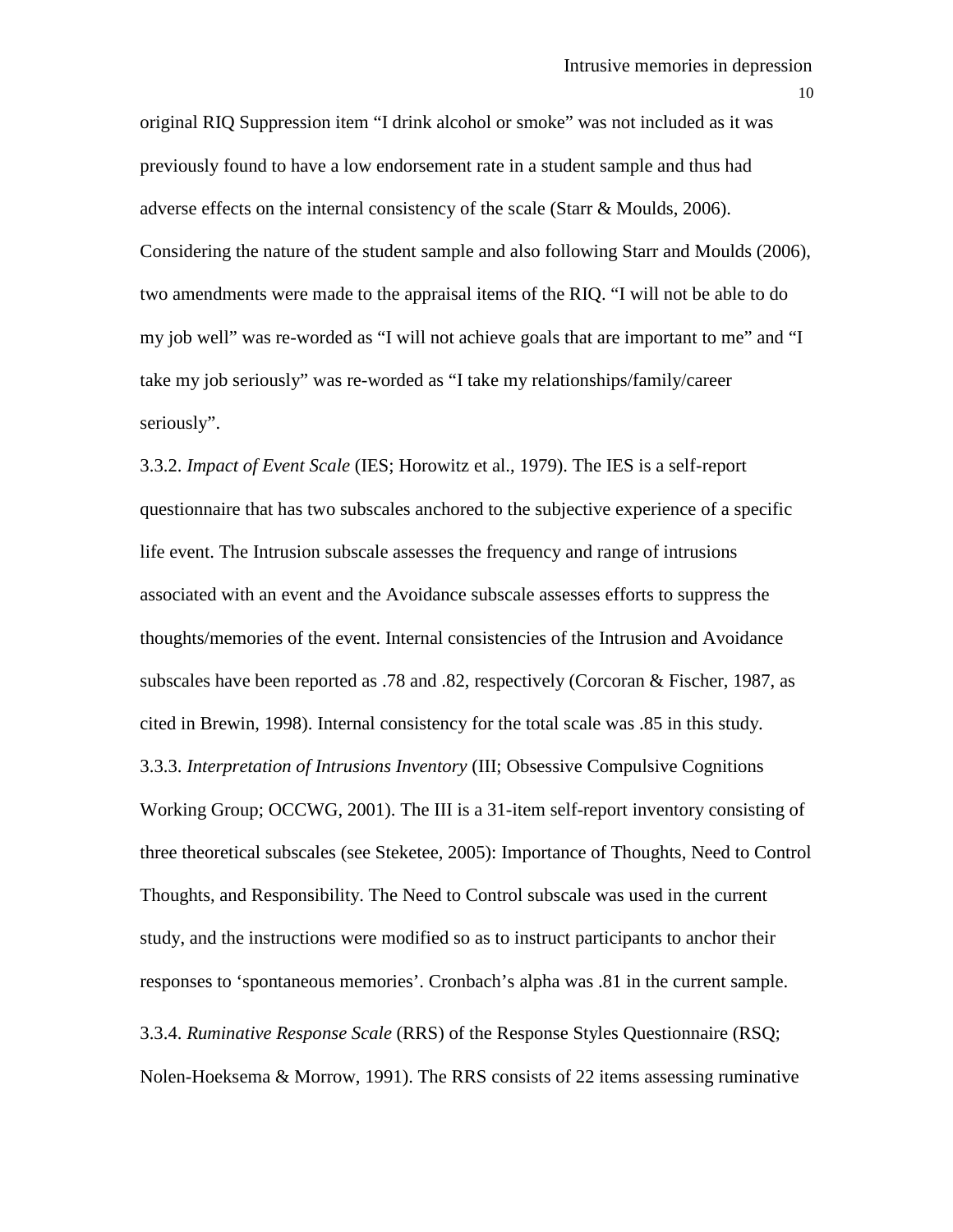original RIQ Suppression item "I drink alcohol or smoke" was not included as it was previously found to have a low endorsement rate in a student sample and thus had adverse effects on the internal consistency of the scale (Starr & Moulds, 2006). Considering the nature of the student sample and also following Starr and Moulds (2006), two amendments were made to the appraisal items of the RIQ. "I will not be able to do my job well" was re-worded as "I will not achieve goals that are important to me" and "I take my job seriously" was re-worded as "I take my relationships/family/career seriously".

3.3.2. *Impact of Event Scale* (IES; Horowitz et al., 1979). The IES is a self-report questionnaire that has two subscales anchored to the subjective experience of a specific life event. The Intrusion subscale assesses the frequency and range of intrusions associated with an event and the Avoidance subscale assesses efforts to suppress the thoughts/memories of the event. Internal consistencies of the Intrusion and Avoidance subscales have been reported as .78 and .82, respectively (Corcoran & Fischer, 1987, as cited in Brewin, 1998). Internal consistency for the total scale was .85 in this study.

3.3.3. *Interpretation of Intrusions Inventory* (III; Obsessive Compulsive Cognitions Working Group; OCCWG, 2001). The III is a 31-item self-report inventory consisting of three theoretical subscales (see Steketee, 2005): Importance of Thoughts, Need to Control Thoughts, and Responsibility. The Need to Control subscale was used in the current study, and the instructions were modified so as to instruct participants to anchor their responses to 'spontaneous memories'. Cronbach's alpha was .81 in the current sample.

3.3.4. *Ruminative Response Scale* (RRS) of the Response Styles Questionnaire (RSQ; Nolen-Hoeksema & Morrow, 1991). The RRS consists of 22 items assessing ruminative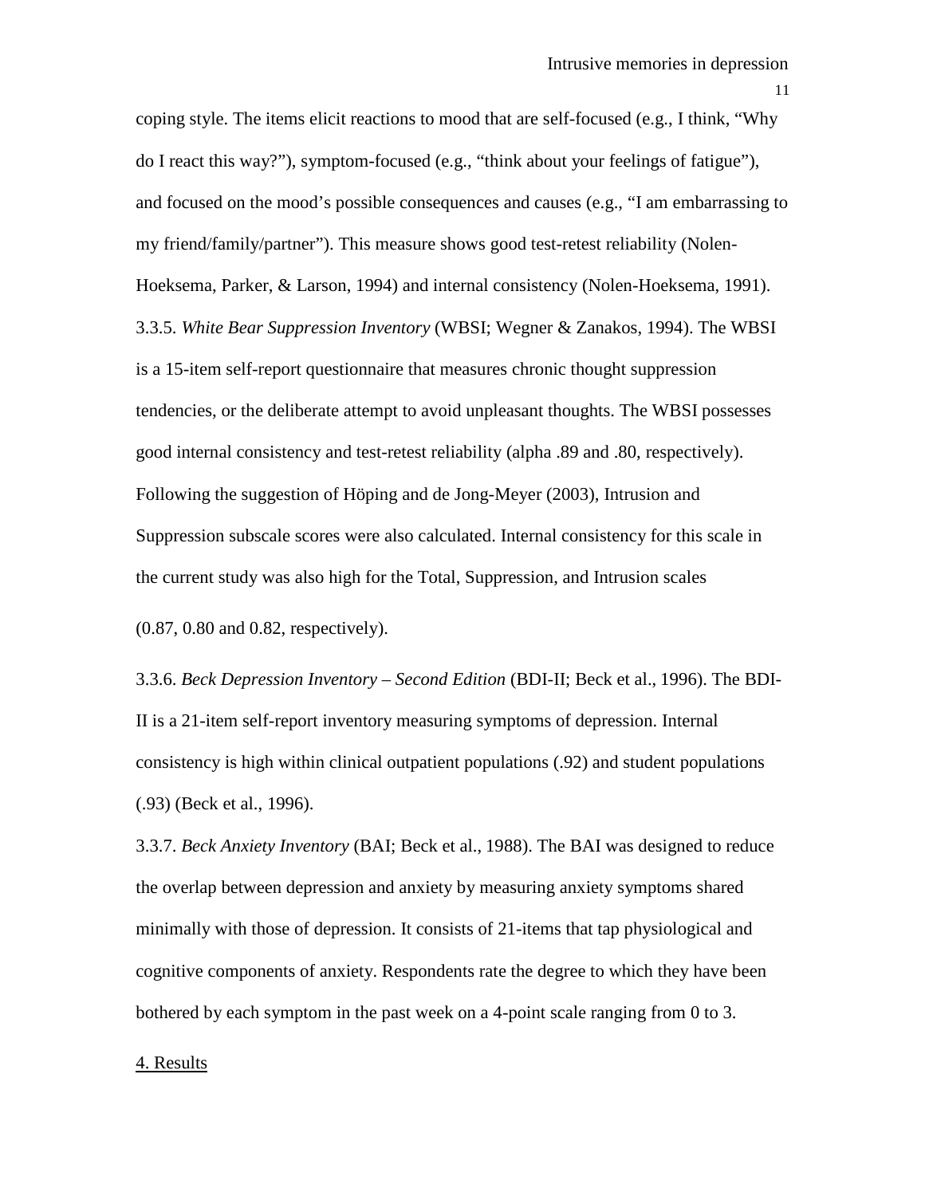coping style. The items elicit reactions to mood that are self-focused (e.g., I think, "Why do I react this way?"), symptom-focused (e.g., "think about your feelings of fatigue"), and focused on the mood's possible consequences and causes (e.g., "I am embarrassing to my friend/family/partner"). This measure shows good test-retest reliability (Nolen-Hoeksema, Parker, & Larson, 1994) and internal consistency (Nolen-Hoeksema, 1991).

3.3.5. *White Bear Suppression Inventory* (WBSI; Wegner & Zanakos, 1994). The WBSI is a 15-item self-report questionnaire that measures chronic thought suppression tendencies, or the deliberate attempt to avoid unpleasant thoughts. The WBSI possesses good internal consistency and test-retest reliability (alpha .89 and .80, respectively). Following the suggestion of Höping and de Jong-Meyer (2003), Intrusion and Suppression subscale scores were also calculated. Internal consistency for this scale in the current study was also high for the Total, Suppression, and Intrusion scales (0.87, 0.80 and 0.82, respectively).

3.3.6. *Beck Depression Inventory – Second Edition* (BDI-II; Beck et al., 1996). The BDI-II is a 21-item self-report inventory measuring symptoms of depression. Internal consistency is high within clinical outpatient populations (.92) and student populations (.93) (Beck et al., 1996).

3.3.7. *Beck Anxiety Inventory* (BAI; Beck et al., 1988). The BAI was designed to reduce the overlap between depression and anxiety by measuring anxiety symptoms shared minimally with those of depression. It consists of 21-items that tap physiological and cognitive components of anxiety. Respondents rate the degree to which they have been bothered by each symptom in the past week on a 4-point scale ranging from 0 to 3.

## 4. Results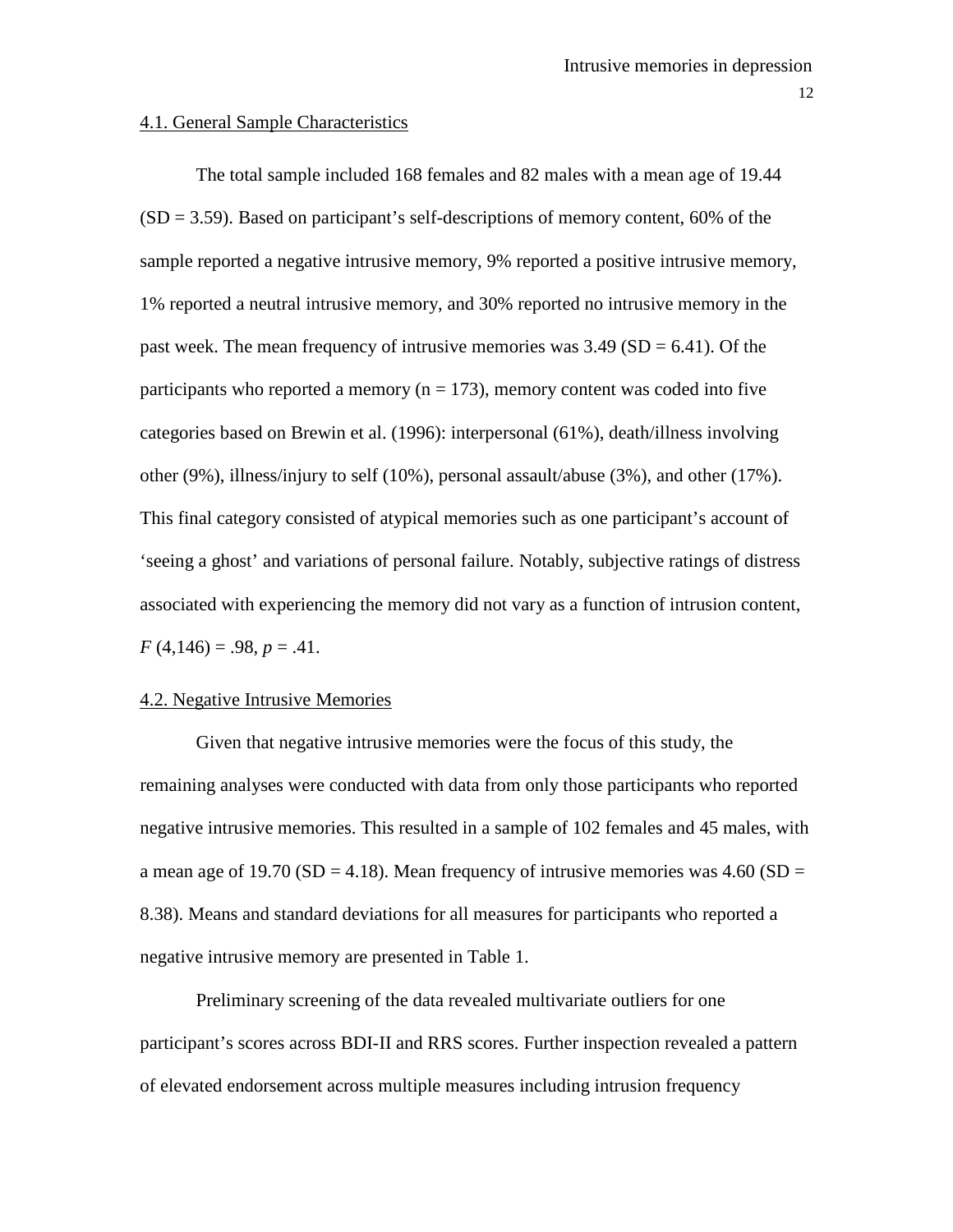### 4.1. General Sample Characteristics

The total sample included 168 females and 82 males with a mean age of 19.44 (SD = 3.59). Based on participant's self-descriptions of memory content, 60% of the sample reported a negative intrusive memory, 9% reported a positive intrusive memory, 1% reported a neutral intrusive memory, and 30% reported no intrusive memory in the past week. The mean frequency of intrusive memories was 3.49 (SD = 6.41). Of the participants who reported a memory (n = 173), memory content was coded into five categories based on Brewin et al. (1996): interpersonal (61%), death/illness involving other (9%), illness/injury to self (10%), personal assault/abuse (3%), and other (17%). This final category consisted of atypical memories such as one participant's account of 'seeing a ghost' and variations of personal failure. Notably, subjective ratings of distress associated with experiencing the memory did not vary as a function of intrusion content, $F\,(4,146) = .98$, $p = .41$.

### 4.2. Negative Intrusive Memories

Given that negative intrusive memories were the focus of this study, the remaining analyses were conducted with data from only those participants who reported negative intrusive memories. This resulted in a sample of 102 females and 45 males, with a mean age of 19.70 (SD = 4.18). Mean frequency of intrusive memories was 4.60 (SD = 8.38). Means and standard deviations for all measures for participants who reported a negative intrusive memory are presented in Table 1.

Preliminary screening of the data revealed multivariate outliers for one participant's scores across BDI-II and RRS scores. Further inspection revealed a pattern of elevated endorsement across multiple measures including intrusion frequency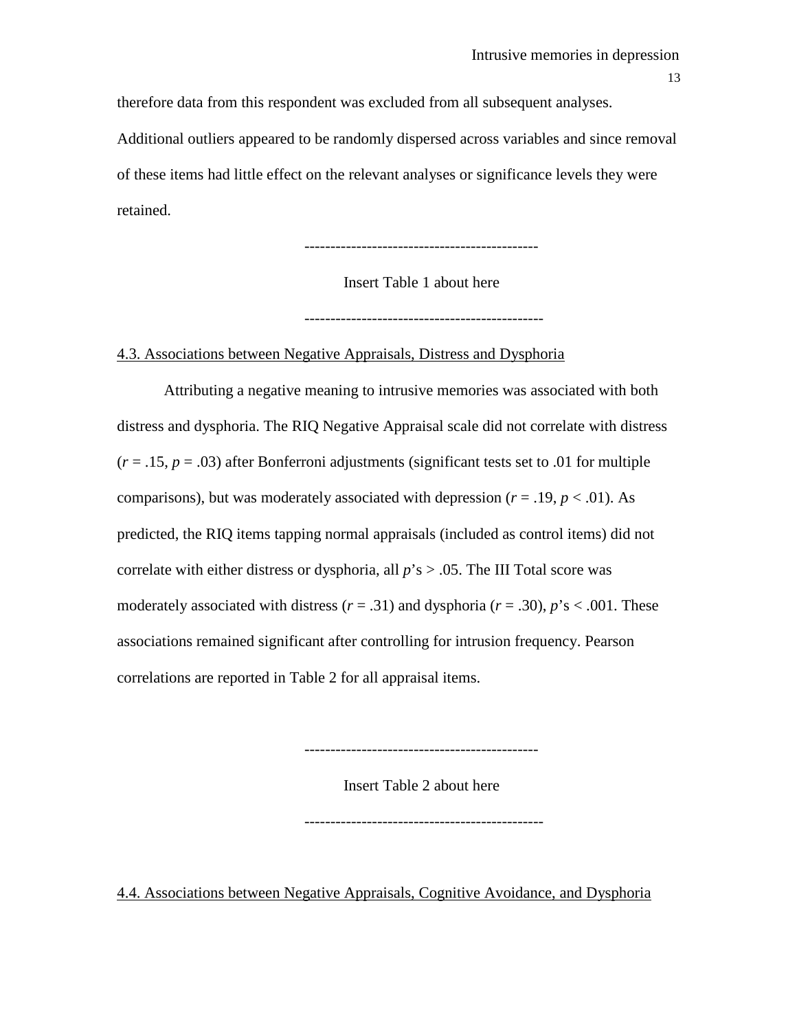therefore data from this respondent was excluded from all subsequent analyses. Additional outliers appeared to be randomly dispersed across variables and since removal of these items had little effect on the relevant analyses or significance levels they were retained.

---------------------------------------------

Insert Table 1 about here

---------------------------------------------

4.3. Associations between Negative Appraisals, Distress and Dysphoria

Attributing a negative meaning to intrusive memories was associated with both distress and dysphoria. The RIQ Negative Appraisal scale did not correlate with distress ($r = .15$, $p = .03$) after Bonferroni adjustments (significant tests set to .01 for multiple comparisons), but was moderately associated with depression ($r = .19$, $p < .01$). As predicted, the RIQ items tapping normal appraisals (included as control items) did not correlate with either distress or dysphoria, all $p$'s > .05. The III Total score was moderately associated with distress ($r = .31$) and dysphoria ($r = .30$), $p$'s < .001. These associations remained significant after controlling for intrusion frequency. Pearson correlations are reported in Table 2 for all appraisal items.

---------------------------------------------

Insert Table 2 about here

---------------------------------------------

4.4. Associations between Negative Appraisals, Cognitive Avoidance, and Dysphoria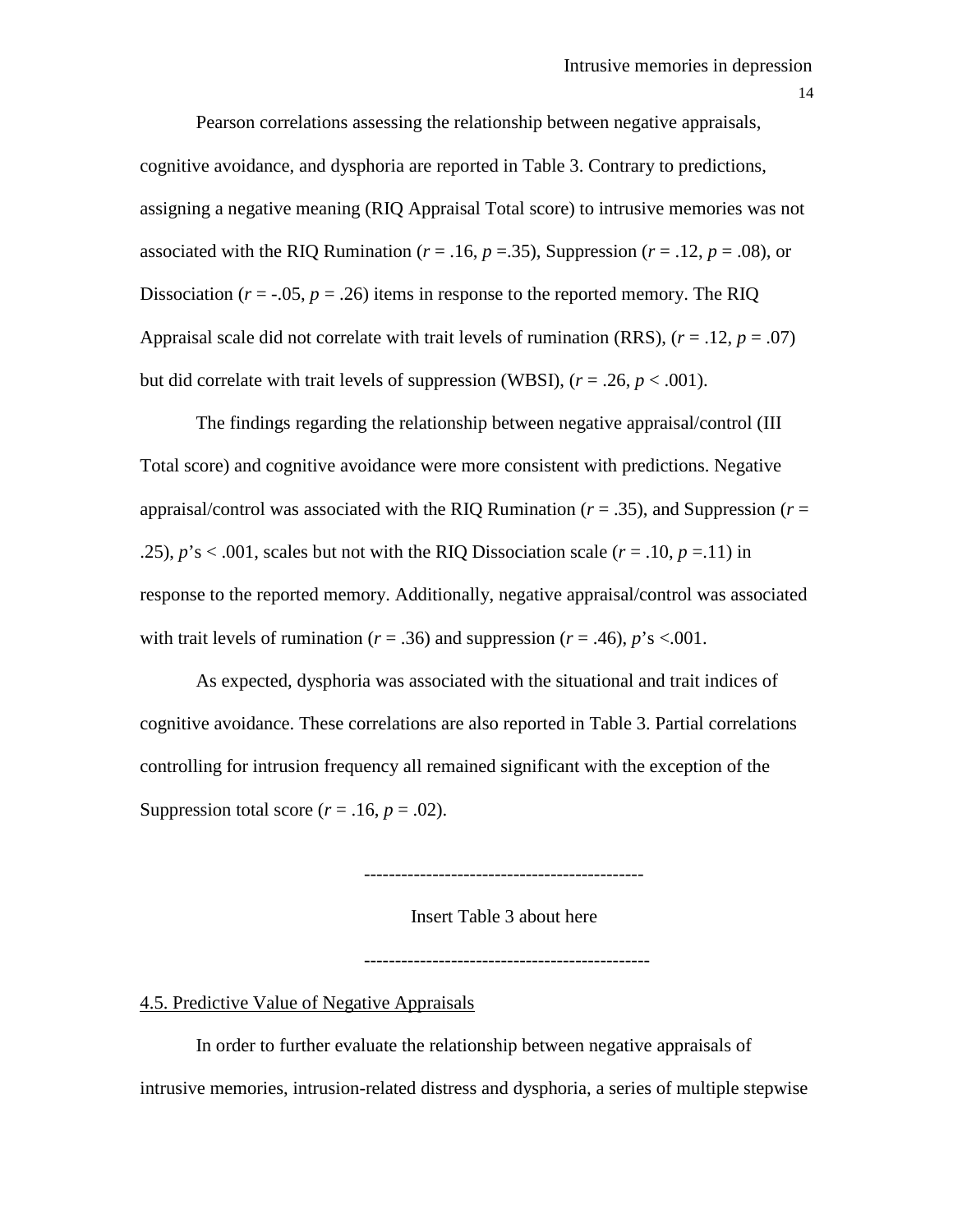Pearson correlations assessing the relationship between negative appraisals, cognitive avoidance, and dysphoria are reported in Table 3. Contrary to predictions, assigning a negative meaning (RIQ Appraisal Total score) to intrusive memories was not associated with the RIQ Rumination ($r$ = .16, $p$ =.35), Suppression ($r$ = .12, $p$ = .08), or Dissociation ($r$ = -.05, $p$ = .26) items in response to the reported memory. The RIQ Appraisal scale did not correlate with trait levels of rumination (RRS), ($r$ = .12, $p$ = .07) but did correlate with trait levels of suppression (WBSI), ($r$ = .26, $p$ < .001).

The findings regarding the relationship between negative appraisal/control (III Total score) and cognitive avoidance were more consistent with predictions. Negative appraisal/control was associated with the RIQ Rumination ($r$ = .35), and Suppression ($r$ = .25), $p$'s < .001, scales but not with the RIQ Dissociation scale ($r$ = .10, $p$ =.11) in response to the reported memory. Additionally, negative appraisal/control was associated with trait levels of rumination ($r$ = .36) and suppression ($r$ = .46), $p$'s <.001.

As expected, dysphoria was associated with the situational and trait indices of cognitive avoidance. These correlations are also reported in Table 3. Partial correlations controlling for intrusion frequency all remained significant with the exception of the Suppression total score ($r$ = .16, $p$ = .02).

---------------------------------------------

Insert Table 3 about here

---------------------------------------------

4.5. Predictive Value of Negative Appraisals

In order to further evaluate the relationship between negative appraisals of intrusive memories, intrusion-related distress and dysphoria, a series of multiple stepwise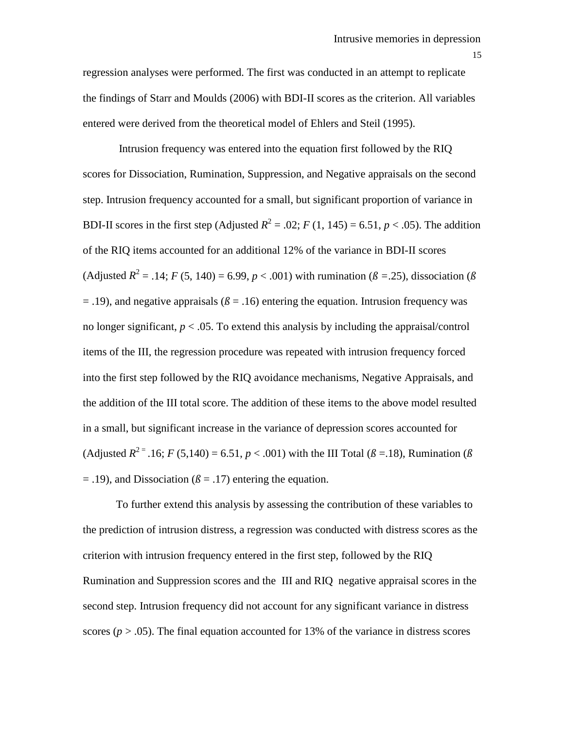regression analyses were performed. The first was conducted in an attempt to replicate the findings of Starr and Moulds (2006) with BDI-II scores as the criterion. All variables entered were derived from the theoretical model of Ehlers and Steil (1995).

Intrusion frequency was entered into the equation first followed by the RIQ scores for Dissociation, Rumination, Suppression, and Negative appraisals on the second step. Intrusion frequency accounted for a small, but significant proportion of variance in BDI-II scores in the first step (Adjusted $R^2 = .02$; $F$ (1, 145) = 6.51, $p < .05$). The addition of the RIQ items accounted for an additional 12% of the variance in BDI-II scores (Adjusted $R^2 = .14$; $F$ (5, 140) = 6.99, $p < .001$) with rumination ($ß = .25$), dissociation ($ß = .19$), and negative appraisals ($ß = .16$) entering the equation. Intrusion frequency was no longer significant, $p < .05$. To extend this analysis by including the appraisal/control items of the III, the regression procedure was repeated with intrusion frequency forced into the first step followed by the RIQ avoidance mechanisms, Negative Appraisals, and the addition of the III total score. The addition of these items to the above model resulted in a small, but significant increase in the variance of depression scores accounted for (Adjusted $R^{2 =}$ .16; $F$ (5,140) = 6.51, $p < .001$) with the III Total ($ß = .18$), Rumination ($ß = .19$), and Dissociation ($ß = .17$) entering the equation.

To further extend this analysis by assessing the contribution of these variables to the prediction of intrusion distress, a regression was conducted with distress scores as the criterion with intrusion frequency entered in the first step, followed by the RIQ Rumination and Suppression scores and the III and RIQ negative appraisal scores in the second step. Intrusion frequency did not account for any significant variance in distress scores ($p > .05$). The final equation accounted for 13% of the variance in distress scores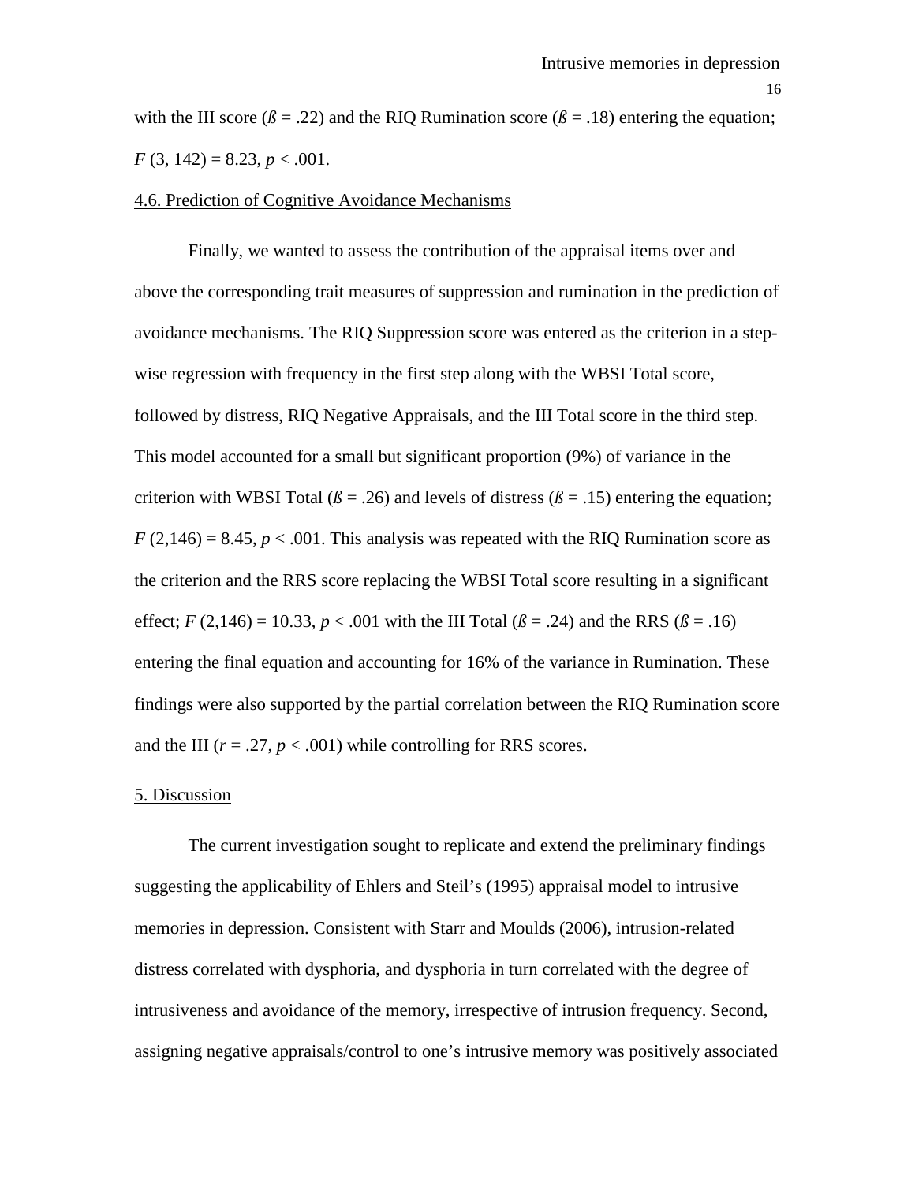with the III score ($ß = .22$) and the RIQ Rumination score ($ß = .18$) entering the equation; $F(3, 142) = 8.23$, $p < .001$.

## 4.6. Prediction of Cognitive Avoidance Mechanisms

Finally, we wanted to assess the contribution of the appraisal items over and above the corresponding trait measures of suppression and rumination in the prediction of avoidance mechanisms. The RIQ Suppression score was entered as the criterion in a step-wise regression with frequency in the first step along with the WBSI Total score, followed by distress, RIQ Negative Appraisals, and the III Total score in the third step. This model accounted for a small but significant proportion (9%) of variance in the criterion with WBSI Total ($ß = .26$) and levels of distress ($ß = .15$) entering the equation; $F(2,146) = 8.45$, $p < .001$. This analysis was repeated with the RIQ Rumination score as the criterion and the RRS score replacing the WBSI Total score resulting in a significant effect; $F(2,146) = 10.33$, $p < .001$ with the III Total ($ß = .24$) and the RRS ($ß = .16$) entering the final equation and accounting for 16% of the variance in Rumination. These findings were also supported by the partial correlation between the RIQ Rumination score and the III ($r = .27$, $p < .001$) while controlling for RRS scores.

## 5. Discussion

The current investigation sought to replicate and extend the preliminary findings suggesting the applicability of Ehlers and Steil's (1995) appraisal model to intrusive memories in depression. Consistent with Starr and Moulds (2006), intrusion-related distress correlated with dysphoria, and dysphoria in turn correlated with the degree of intrusiveness and avoidance of the memory, irrespective of intrusion frequency. Second, assigning negative appraisals/control to one's intrusive memory was positively associated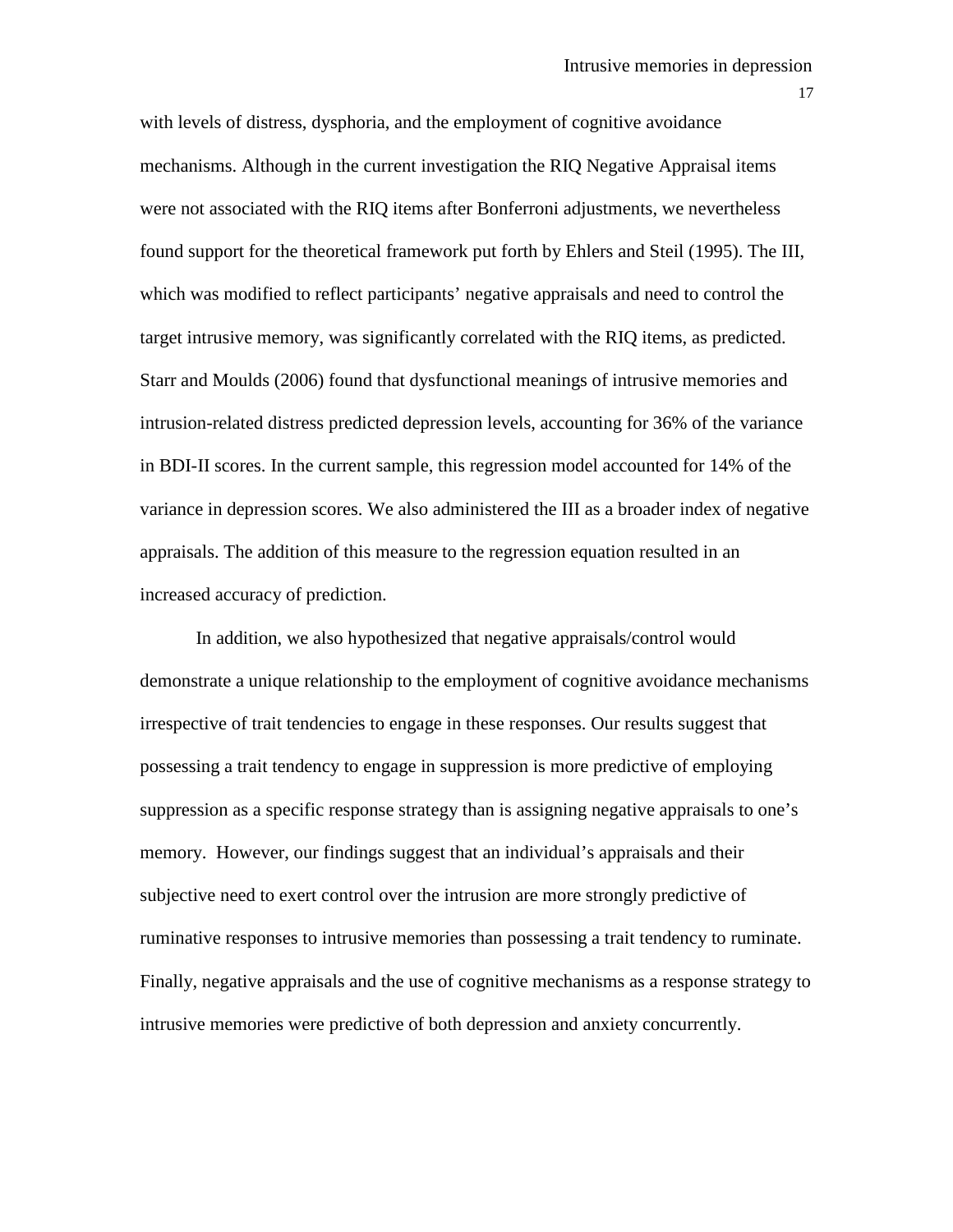with levels of distress, dysphoria, and the employment of cognitive avoidance mechanisms. Although in the current investigation the RIQ Negative Appraisal items were not associated with the RIQ items after Bonferroni adjustments, we nevertheless found support for the theoretical framework put forth by Ehlers and Steil (1995). The III, which was modified to reflect participants' negative appraisals and need to control the target intrusive memory, was significantly correlated with the RIQ items, as predicted. Starr and Moulds (2006) found that dysfunctional meanings of intrusive memories and intrusion-related distress predicted depression levels, accounting for 36% of the variance in BDI-II scores. In the current sample, this regression model accounted for 14% of the variance in depression scores. We also administered the III as a broader index of negative appraisals. The addition of this measure to the regression equation resulted in an increased accuracy of prediction.

In addition, we also hypothesized that negative appraisals/control would demonstrate a unique relationship to the employment of cognitive avoidance mechanisms irrespective of trait tendencies to engage in these responses. Our results suggest that possessing a trait tendency to engage in suppression is more predictive of employing suppression as a specific response strategy than is assigning negative appraisals to one's memory. However, our findings suggest that an individual's appraisals and their subjective need to exert control over the intrusion are more strongly predictive of ruminative responses to intrusive memories than possessing a trait tendency to ruminate. Finally, negative appraisals and the use of cognitive mechanisms as a response strategy to intrusive memories were predictive of both depression and anxiety concurrently.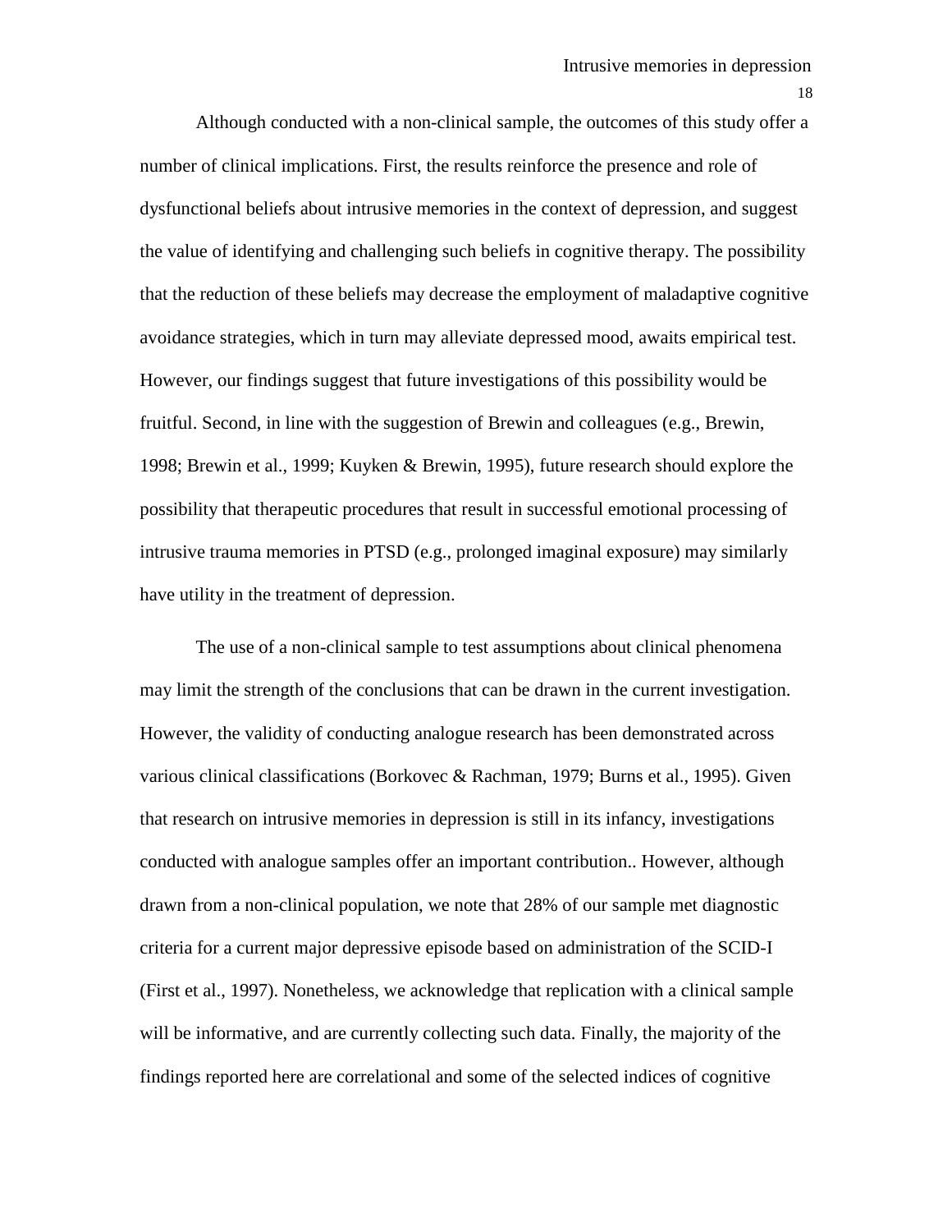Although conducted with a non-clinical sample, the outcomes of this study offer a number of clinical implications. First, the results reinforce the presence and role of dysfunctional beliefs about intrusive memories in the context of depression, and suggest the value of identifying and challenging such beliefs in cognitive therapy. The possibility that the reduction of these beliefs may decrease the employment of maladaptive cognitive avoidance strategies, which in turn may alleviate depressed mood, awaits empirical test. However, our findings suggest that future investigations of this possibility would be fruitful. Second, in line with the suggestion of Brewin and colleagues (e.g., Brewin, 1998; Brewin et al., 1999; Kuyken & Brewin, 1995), future research should explore the possibility that therapeutic procedures that result in successful emotional processing of intrusive trauma memories in PTSD (e.g., prolonged imaginal exposure) may similarly have utility in the treatment of depression.

The use of a non-clinical sample to test assumptions about clinical phenomena may limit the strength of the conclusions that can be drawn in the current investigation. However, the validity of conducting analogue research has been demonstrated across various clinical classifications (Borkovec & Rachman, 1979; Burns et al., 1995). Given that research on intrusive memories in depression is still in its infancy, investigations conducted with analogue samples offer an important contribution.. However, although drawn from a non-clinical population, we note that 28% of our sample met diagnostic criteria for a current major depressive episode based on administration of the SCID-I (First et al., 1997). Nonetheless, we acknowledge that replication with a clinical sample will be informative, and are currently collecting such data. Finally, the majority of the findings reported here are correlational and some of the selected indices of cognitive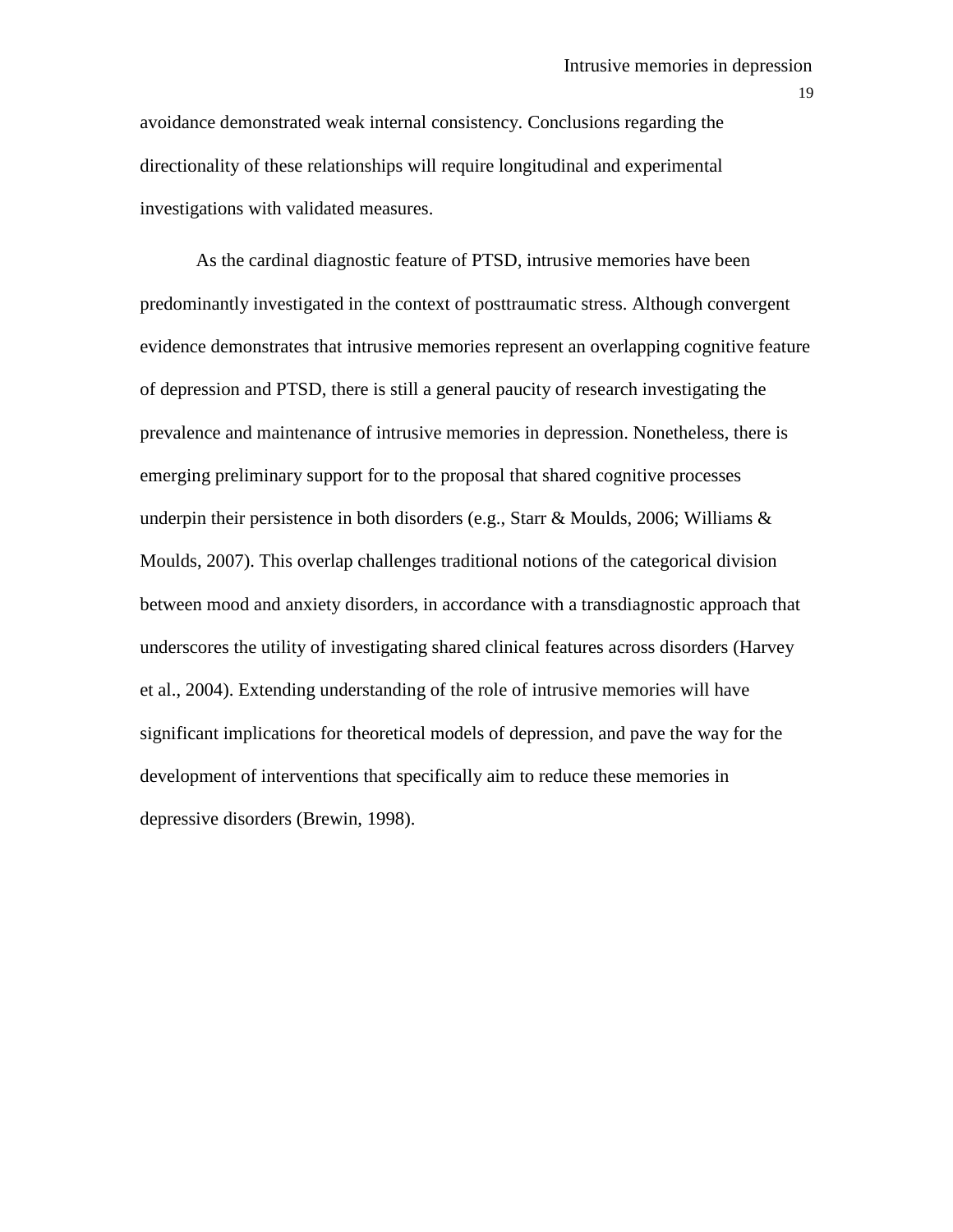avoidance demonstrated weak internal consistency. Conclusions regarding the directionality of these relationships will require longitudinal and experimental investigations with validated measures.

As the cardinal diagnostic feature of PTSD, intrusive memories have been predominantly investigated in the context of posttraumatic stress. Although convergent evidence demonstrates that intrusive memories represent an overlapping cognitive feature of depression and PTSD, there is still a general paucity of research investigating the prevalence and maintenance of intrusive memories in depression. Nonetheless, there is emerging preliminary support for to the proposal that shared cognitive processes underpin their persistence in both disorders (e.g., Starr & Moulds, 2006; Williams & Moulds, 2007). This overlap challenges traditional notions of the categorical division between mood and anxiety disorders, in accordance with a transdiagnostic approach that underscores the utility of investigating shared clinical features across disorders (Harvey et al., 2004). Extending understanding of the role of intrusive memories will have significant implications for theoretical models of depression, and pave the way for the development of interventions that specifically aim to reduce these memories in depressive disorders (Brewin, 1998).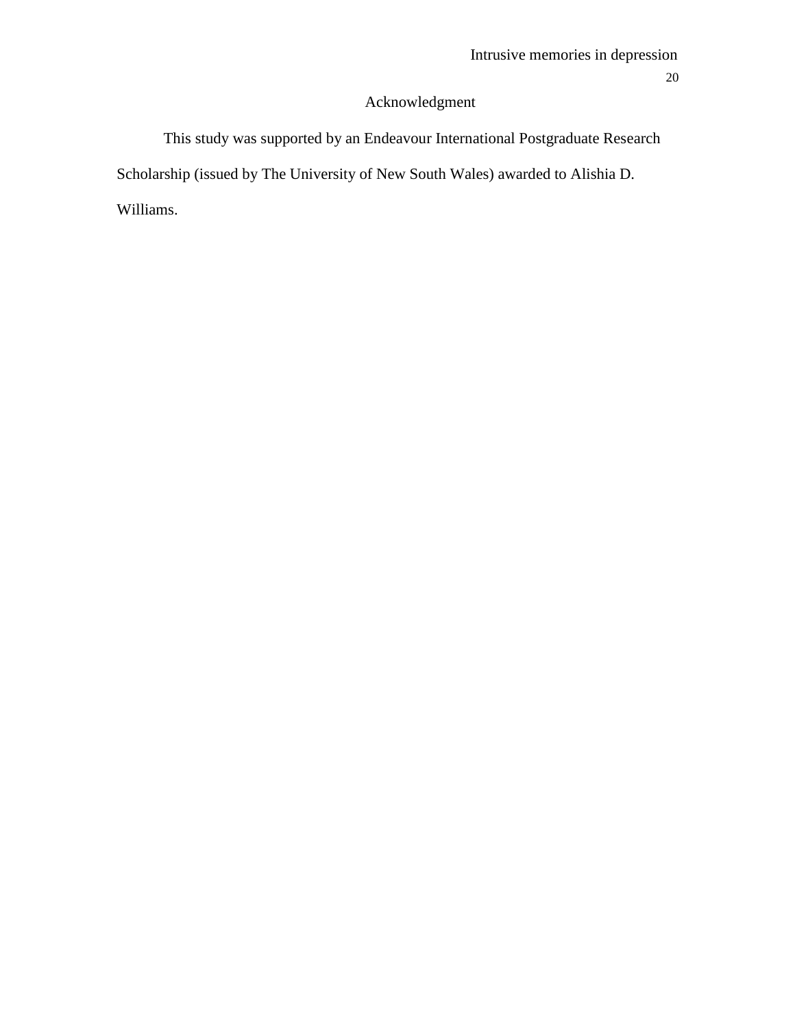# Acknowledgment

This study was supported by an Endeavour International Postgraduate Research Scholarship (issued by The University of New South Wales) awarded to Alishia D. Williams.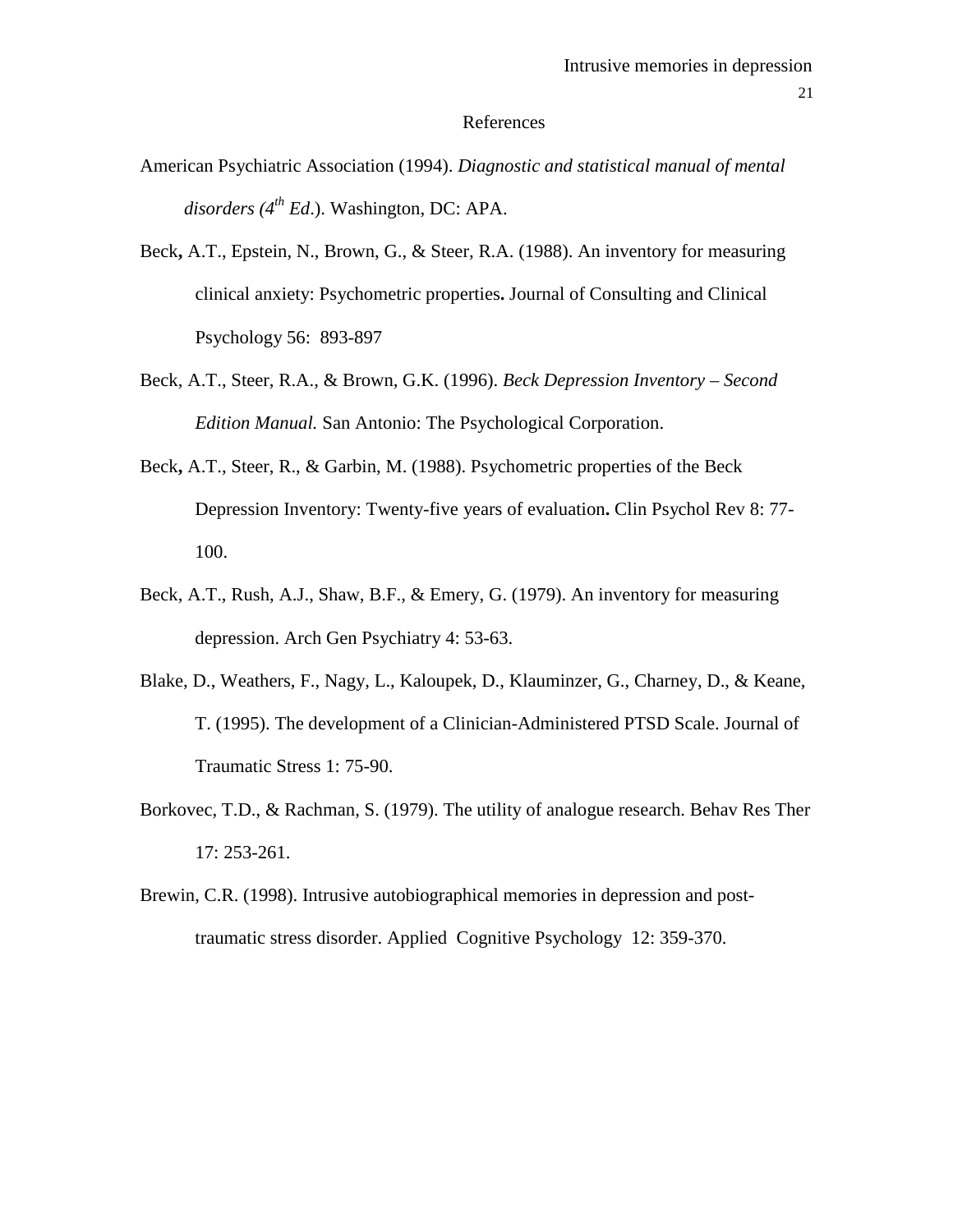# References

American Psychiatric Association (1994). *Diagnostic and statistical manual of mental disorders (4th Ed*.). Washington, DC: APA.

Beck**,** A.T., Epstein, N., Brown, G., & Steer, R.A. (1988). An inventory for measuring clinical anxiety: Psychometric properties**.** Journal of Consulting and Clinical Psychology 56: 893-897

Beck, A.T., Steer, R.A., & Brown, G.K. (1996). *Beck Depression Inventory – Second Edition Manual.* San Antonio: The Psychological Corporation.

Beck**,** A.T., Steer, R., & Garbin, M. (1988). Psychometric properties of the Beck Depression Inventory: Twenty-five years of evaluation**.** Clin Psychol Rev 8: 77-100.

Beck, A.T., Rush, A.J., Shaw, B.F., & Emery, G. (1979). An inventory for measuring depression. Arch Gen Psychiatry 4: 53-63.

Blake, D., Weathers, F., Nagy, L., Kaloupek, D., Klauminzer, G., Charney, D., & Keane, T. (1995). The development of a Clinician-Administered PTSD Scale. Journal of Traumatic Stress 1: 75-90.

Borkovec, T.D., & Rachman, S. (1979). The utility of analogue research. Behav Res Ther 17: 253-261.

Brewin, C.R. (1998). Intrusive autobiographical memories in depression and post-traumatic stress disorder. Applied Cognitive Psychology 12: 359-370.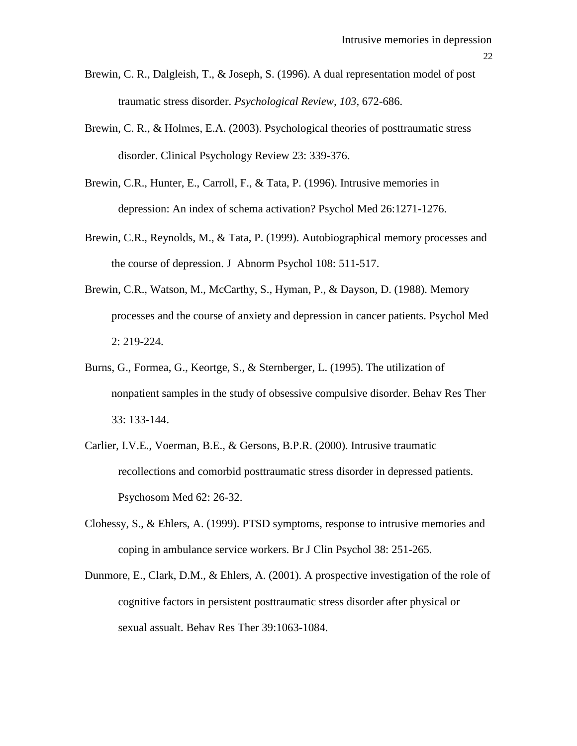Brewin, C. R., Dalgleish, T., & Joseph, S. (1996). A dual representation model of post traumatic stress disorder. *Psychological Review, 103,* 672-686.

Brewin, C. R., & Holmes, E.A. (2003). Psychological theories of posttraumatic stress disorder. Clinical Psychology Review 23: 339-376.

Brewin, C.R., Hunter, E., Carroll, F., & Tata, P. (1996). Intrusive memories in depression: An index of schema activation? Psychol Med 26:1271-1276.

Brewin, C.R., Reynolds, M., & Tata, P. (1999). Autobiographical memory processes and the course of depression. J Abnorm Psychol 108: 511-517.

Brewin, C.R., Watson, M., McCarthy, S., Hyman, P., & Dayson, D. (1988). Memory processes and the course of anxiety and depression in cancer patients. Psychol Med 2: 219-224.

Burns, G., Formea, G., Keortge, S., & Sternberger, L. (1995). The utilization of nonpatient samples in the study of obsessive compulsive disorder. Behav Res Ther 33: 133-144.

Carlier, I.V.E., Voerman, B.E., & Gersons, B.P.R. (2000). Intrusive traumatic recollections and comorbid posttraumatic stress disorder in depressed patients. Psychosom Med 62: 26-32.

Clohessy, S., & Ehlers, A. (1999). PTSD symptoms, response to intrusive memories and coping in ambulance service workers. Br J Clin Psychol 38: 251-265.

Dunmore, E., Clark, D.M., & Ehlers, A. (2001). A prospective investigation of the role of cognitive factors in persistent posttraumatic stress disorder after physical or sexual assualt. Behav Res Ther 39:1063-1084.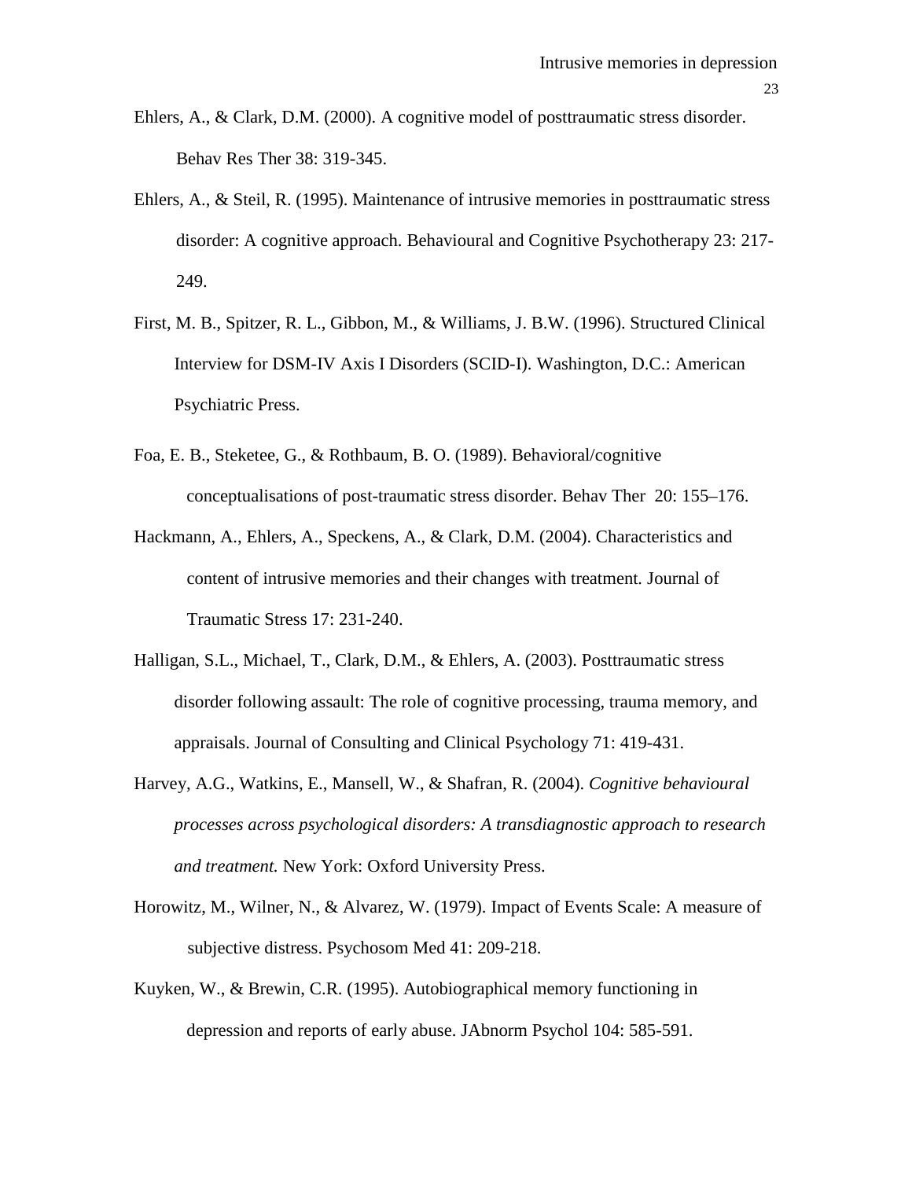Ehlers, A., & Clark, D.M. (2000). A cognitive model of posttraumatic stress disorder. Behav Res Ther 38: 319-345.

Ehlers, A., & Steil, R. (1995). Maintenance of intrusive memories in posttraumatic stress disorder: A cognitive approach. Behavioural and Cognitive Psychotherapy 23: 217-249.

First, M. B., Spitzer, R. L., Gibbon, M., & Williams, J. B.W. (1996). Structured Clinical Interview for DSM-IV Axis I Disorders (SCID-I). Washington, D.C.: American Psychiatric Press.

Foa, E. B., Steketee, G., & Rothbaum, B. O. (1989). Behavioral/cognitive conceptualisations of post-traumatic stress disorder. Behav Ther 20: 155–176.

Hackmann, A., Ehlers, A., Speckens, A., & Clark, D.M. (2004). Characteristics and content of intrusive memories and their changes with treatment. Journal of Traumatic Stress 17: 231-240.

Halligan, S.L., Michael, T., Clark, D.M., & Ehlers, A. (2003). Posttraumatic stress disorder following assault: The role of cognitive processing, trauma memory, and appraisals. Journal of Consulting and Clinical Psychology 71: 419-431.

Harvey, A.G., Watkins, E., Mansell, W., & Shafran, R. (2004). *Cognitive behavioural processes across psychological disorders: A transdiagnostic approach to research and treatment.* New York: Oxford University Press.

Horowitz, M., Wilner, N., & Alvarez, W. (1979). Impact of Events Scale: A measure of subjective distress. Psychosom Med 41: 209-218.

Kuyken, W., & Brewin, C.R. (1995). Autobiographical memory functioning in depression and reports of early abuse. JAbnorm Psychol 104: 585-591.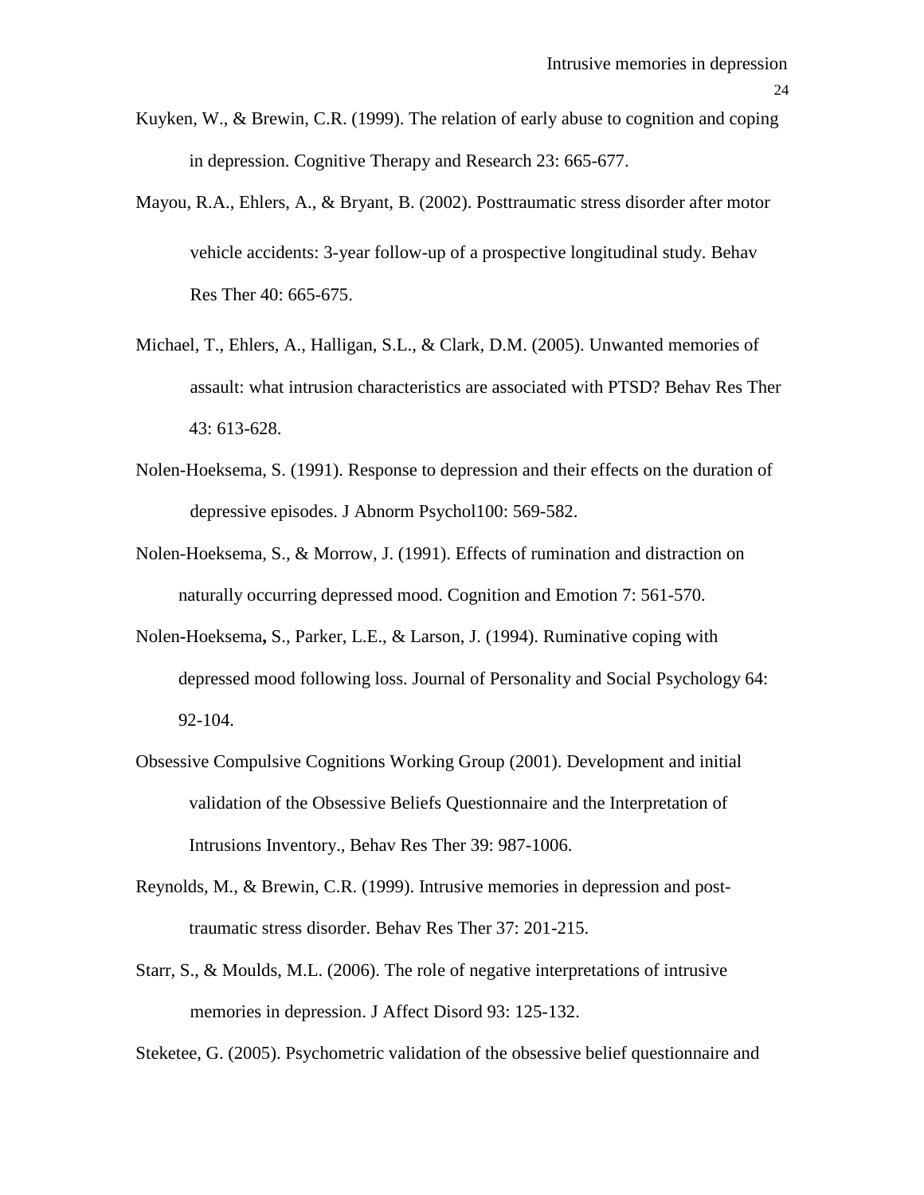Kuyken, W., & Brewin, C.R. (1999). The relation of early abuse to cognition and coping in depression. Cognitive Therapy and Research 23: 665-677.

Mayou, R.A., Ehlers, A., & Bryant, B. (2002). Posttraumatic stress disorder after motor vehicle accidents: 3-year follow-up of a prospective longitudinal study. Behav Res Ther 40: 665-675.

Michael, T., Ehlers, A., Halligan, S.L., & Clark, D.M. (2005). Unwanted memories of assault: what intrusion characteristics are associated with PTSD? Behav Res Ther 43: 613-628.

Nolen-Hoeksema, S. (1991). Response to depression and their effects on the duration of depressive episodes. J Abnorm Psychol100: 569-582.

Nolen-Hoeksema, S., & Morrow, J. (1991). Effects of rumination and distraction on naturally occurring depressed mood. Cognition and Emotion 7: 561-570.

Nolen-Hoeksema, S., Parker, L.E., & Larson, J. (1994). Ruminative coping with depressed mood following loss. Journal of Personality and Social Psychology 64: 92-104.

Obsessive Compulsive Cognitions Working Group (2001). Development and initial validation of the Obsessive Beliefs Questionnaire and the Interpretation of Intrusions Inventory., Behav Res Ther 39: 987-1006.

Reynolds, M., & Brewin, C.R. (1999). Intrusive memories in depression and post-traumatic stress disorder. Behav Res Ther 37: 201-215.

Starr, S., & Moulds, M.L. (2006). The role of negative interpretations of intrusive memories in depression. J Affect Disord 93: 125-132.

Steketee, G. (2005). Psychometric validation of the obsessive belief questionnaire and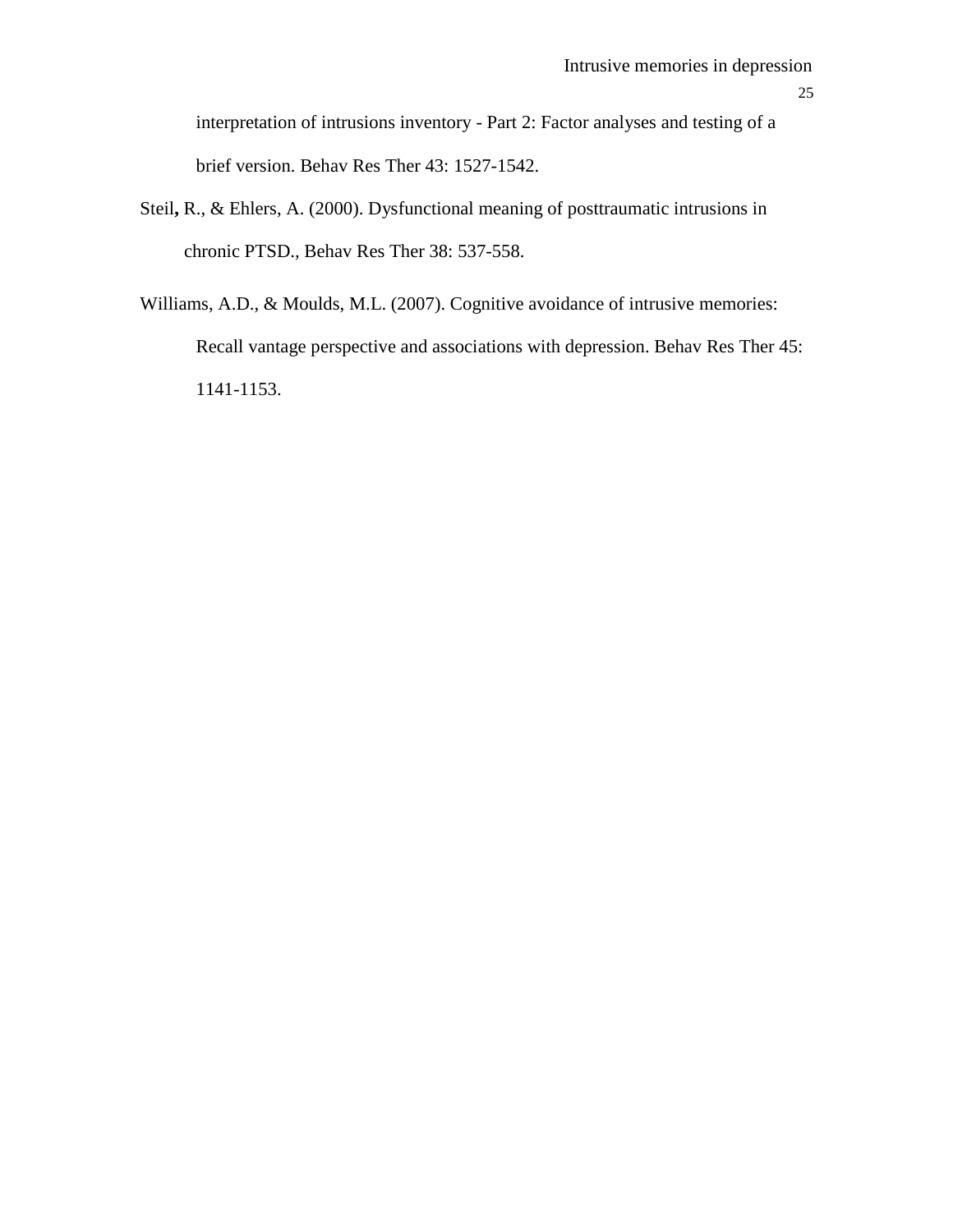interpretation of intrusions inventory - Part 2: Factor analyses and testing of a brief version. Behav Res Ther 43: 1527-1542.

Steil**,** R., & Ehlers, A. (2000). Dysfunctional meaning of posttraumatic intrusions in chronic PTSD., Behav Res Ther 38: 537-558.

Williams, A.D., & Moulds, M.L. (2007). Cognitive avoidance of intrusive memories: Recall vantage perspective and associations with depression. Behav Res Ther 45: 1141-1153.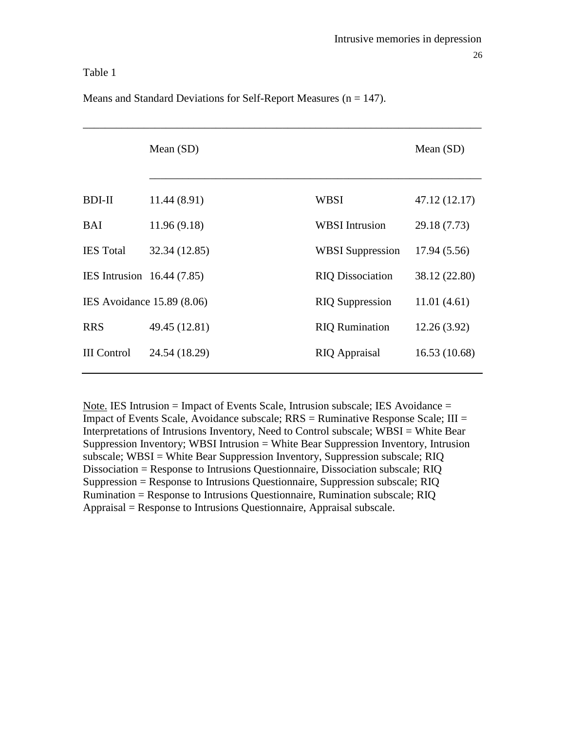Table 1

Means and Standard Deviations for Self-Report Measures (n = 147).

| | Mean (SD) | | Mean (SD) |
|---|---|---|---|
| BDI-II | 11.44 (8.91) | WBSI | 47.12 (12.17) |
| BAI | 11.96 (9.18) | WBSI Intrusion | 29.18 (7.73) |
| IES Total | 32.34 (12.85) | WBSI Suppression | 17.94 (5.56) |
| IES Intrusion | 16.44 (7.85) | RIQ Dissociation | 38.12 (22.80) |
| IES Avoidance | 15.89 (8.06) | RIQ Suppression | 11.01 (4.61) |
| RRS | 49.45 (12.81) | RIQ Rumination | 12.26 (3.92) |
| III Control | 24.54 (18.29) | RIQ Appraisal | 16.53 (10.68) |

Note. IES Intrusion = Impact of Events Scale, Intrusion subscale; IES Avoidance = Impact of Events Scale, Avoidance subscale; RRS = Ruminative Response Scale; III = Interpretations of Intrusions Inventory, Need to Control subscale; WBSI = White Bear Suppression Inventory; WBSI Intrusion = White Bear Suppression Inventory, Intrusion subscale; WBSI = White Bear Suppression Inventory, Suppression subscale; RIQ Dissociation = Response to Intrusions Questionnaire, Dissociation subscale; RIQ Suppression = Response to Intrusions Questionnaire, Suppression subscale; RIQ Rumination = Response to Intrusions Questionnaire, Rumination subscale; RIQ Appraisal = Response to Intrusions Questionnaire, Appraisal subscale.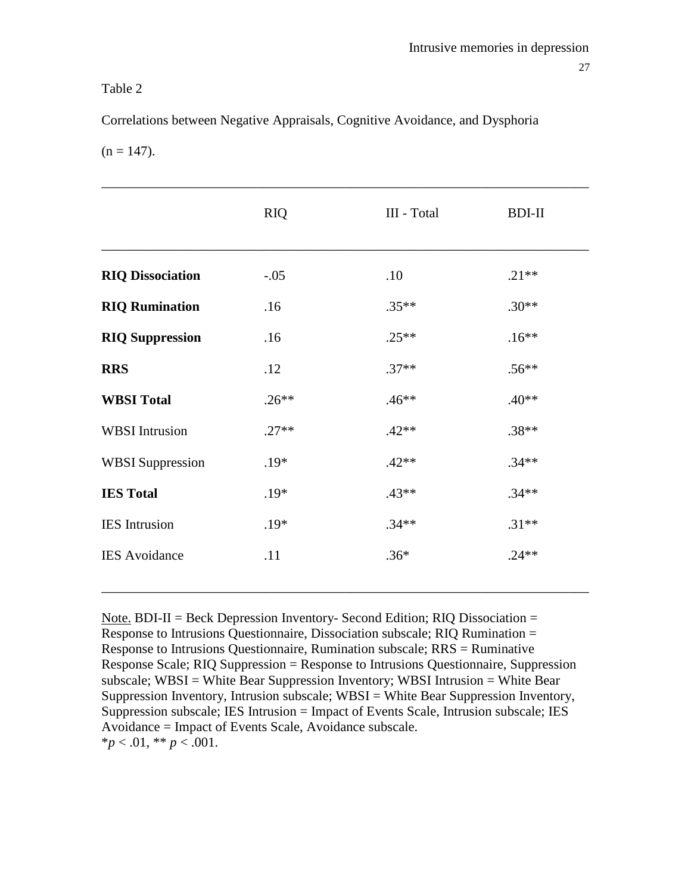Table 2

Correlations between Negative Appraisals, Cognitive Avoidance, and Dysphoria

(n = 147).

| | RIQ | III - Total | BDI-II |
|---|---|---|---|
| **RIQ Dissociation** | -.05 | .10 | .21** |
| **RIQ Rumination** | .16 | .35** | .30** |
| **RIQ Suppression** | .16 | .25** | .16** |
| **RRS** | .12 | .37** | .56** |
| **WBSI Total** | .26** | .46** | .40** |
| WBSI Intrusion | .27** | .42** | .38** |
| WBSI Suppression | .19* | .42** | .34** |
| **IES Total** | .19* | .43** | .34** |
| IES Intrusion | .19* | .34** | .31** |
| IES Avoidance | .11 | .36* | .24** |

Note. BDI-II = Beck Depression Inventory- Second Edition; RIQ Dissociation = Response to Intrusions Questionnaire, Dissociation subscale; RIQ Rumination = Response to Intrusions Questionnaire, Rumination subscale; RRS = Ruminative Response Scale; RIQ Suppression = Response to Intrusions Questionnaire, Suppression subscale; WBSI = White Bear Suppression Inventory; WBSI Intrusion = White Bear Suppression Inventory, Intrusion subscale; WBSI = White Bear Suppression Inventory, Suppression subscale; IES Intrusion = Impact of Events Scale, Intrusion subscale; IES Avoidance = Impact of Events Scale, Avoidance subscale.
*$p < .01$, ** $p < .001$.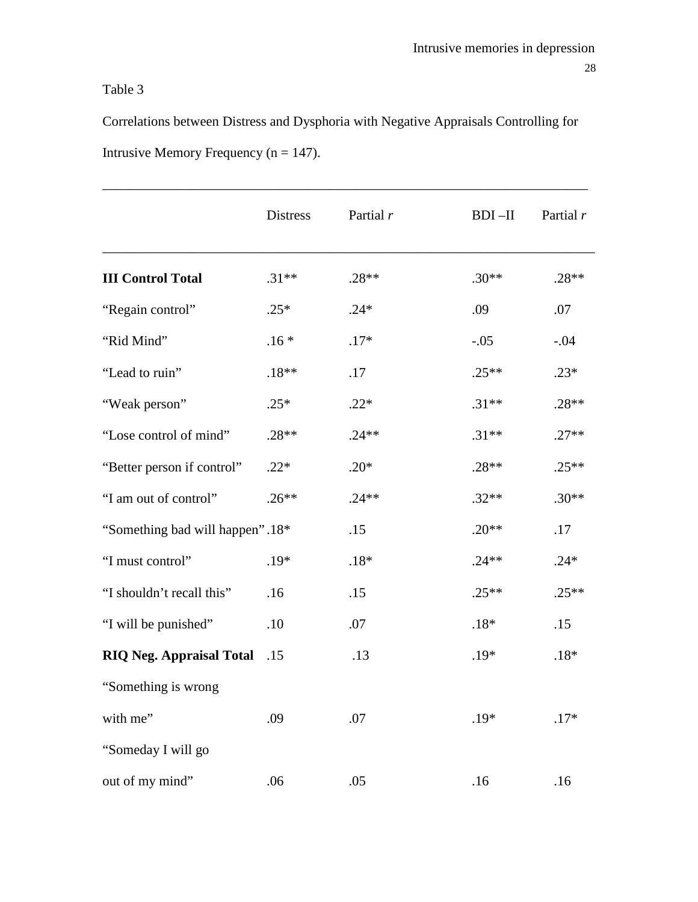Table 3

Correlations between Distress and Dysphoria with Negative Appraisals Controlling for Intrusive Memory Frequency (n = 147).

| | Distress | Partial *r* | BDI –II | Partial *r* |
|---|---|---|---|---|
| **III Control Total** | .31** | .28** | .30** | .28** |
| “Regain control” | .25* | .24* | .09 | .07 |
| “Rid Mind” | .16 * | .17* | -.05 | -.04 |
| “Lead to ruin” | .18** | .17 | .25** | .23* |
| “Weak person” | .25* | .22* | .31** | .28** |
| “Lose control of mind” | .28** | .24** | .31** | .27** |
| “Better person if control” | .22* | .20* | .28** | .25** |
| “I am out of control” | .26** | .24** | .32** | .30** |
| “Something bad will happen” | .18* | .15 | .20** | .17 |
| “I must control” | .19* | .18* | .24** | .24* |
| “I shouldn’t recall this” | .16 | .15 | .25** | .25** |
| “I will be punished” | .10 | .07 | .18* | .15 |
| **RIQ Neg. Appraisal Total** | .15 | .13 | .19* | .18* |
| “Something is wrong with me” | .09 | .07 | .19* | .17* |
| “Someday I will go out of my mind” | .06 | .05 | .16 | .16 |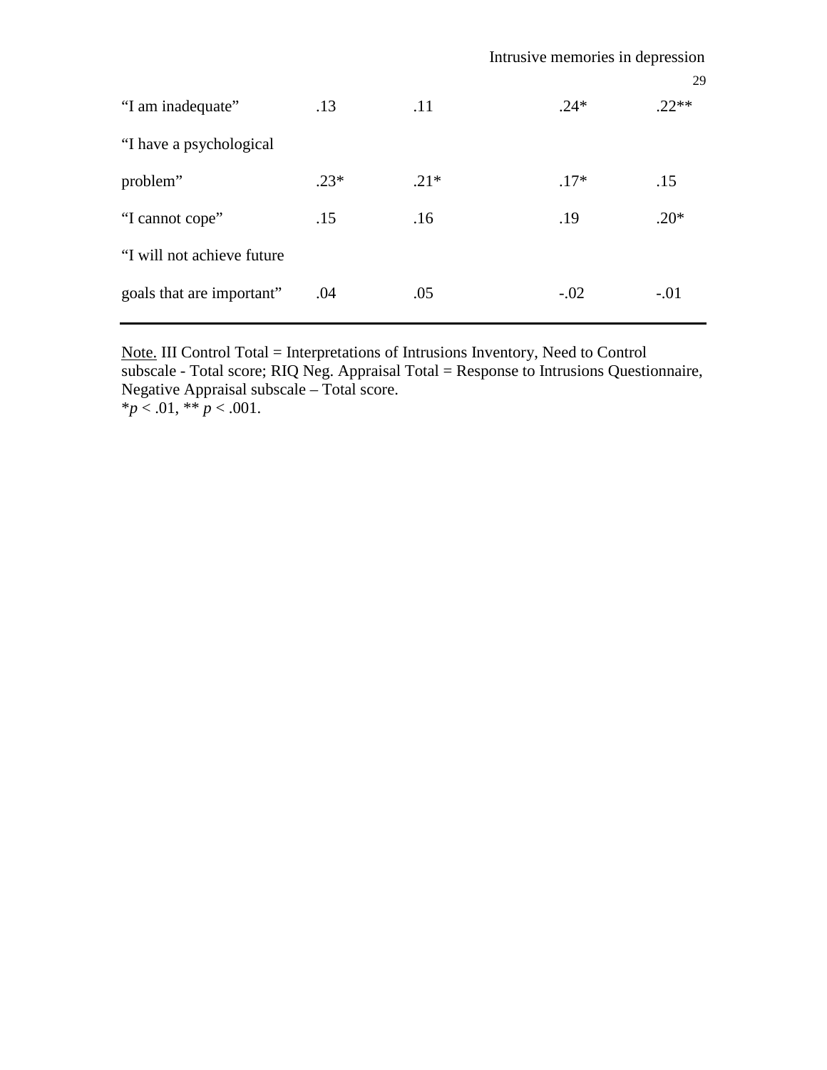| | | | | |
|---|---|---|---|---|
| "I am inadequate" | .13 | .11 | .24* | .22** |
| "I have a psychological problem" | .23* | .21* | .17* | .15 |
| "I cannot cope" | .15 | .16 | .19 | .20* |
| "I will not achieve future goals that are important" | .04 | .05 | -.02 | -.01 |

<u>Note.</u> III Control Total = Interpretations of Intrusions Inventory, Need to Control subscale - Total score; RIQ Neg. Appraisal Total = Response to Intrusions Questionnaire, Negative Appraisal subscale – Total score.
*$p$ < .01, ** $p$ < .001.